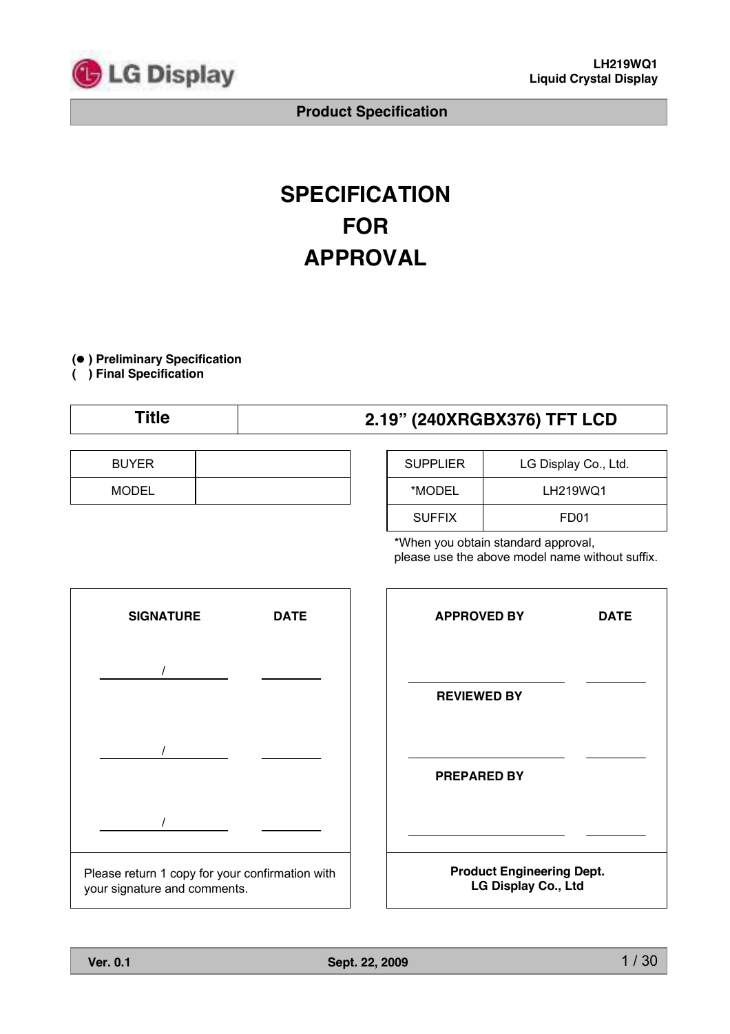# SPECIFICATION FOR APPROVAL

(● ) Preliminary Specification
(   ) Final Specification

| Title | 2.19" (240XRGBX376) TFT LCD |
|---|---|

| BUYER | |
|---|---|
| MODEL | |

| SUPPLIER | LG Display Co., Ltd. |
|---|---|
| *MODEL | LH219WQ1 |
| SUFFIX | FD01 |

*When you obtain standard approval, please use the above model name without suffix.

| SIGNATURE | DATE |
|---|---|
| / | |
| / | |
| / | |

Please return 1 copy for your confirmation with your signature and comments.

| APPROVED BY | DATE |
|---|---|
| | |
| **REVIEWED BY** | |
| | |
| **PREPARED BY** | |
| | |

**Product Engineering Dept.**
**LG Display Co., Ltd**

**Ver. 0.1** **Sept. 22, 2009**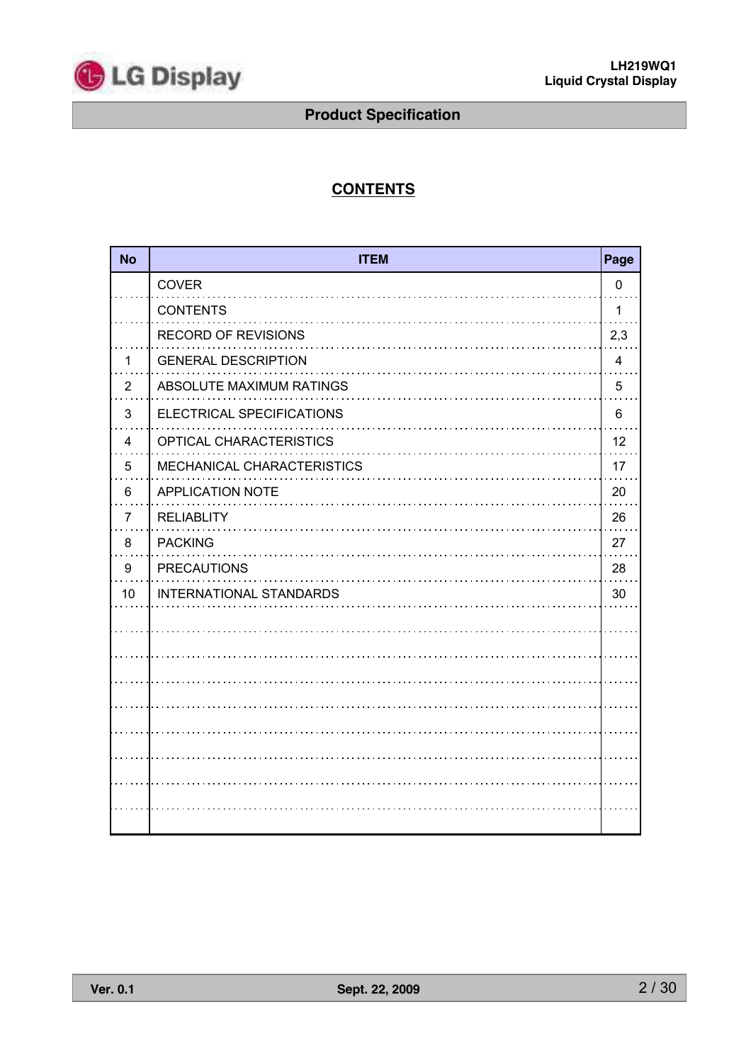## Product Specification

# CONTENTS

| No | ITEM | Page |
|---|---|---|
| | COVER | 0 |
| | CONTENTS | 1 |
| | RECORD OF REVISIONS | 2,3 |
| 1 | GENERAL DESCRIPTION | 4 |
| 2 | ABSOLUTE MAXIMUM RATINGS | 5 |
| 3 | ELECTRICAL SPECIFICATIONS | 6 |
| 4 | OPTICAL CHARACTERISTICS | 12 |
| 5 | MECHANICAL CHARACTERISTICS | 17 |
| 6 | APPLICATION NOTE | 20 |
| 7 | RELIABLITY | 26 |
| 8 | PACKING | 27 |
| 9 | PRECAUTIONS | 28 |
| 10 | INTERNATIONAL STANDARDS | 30 |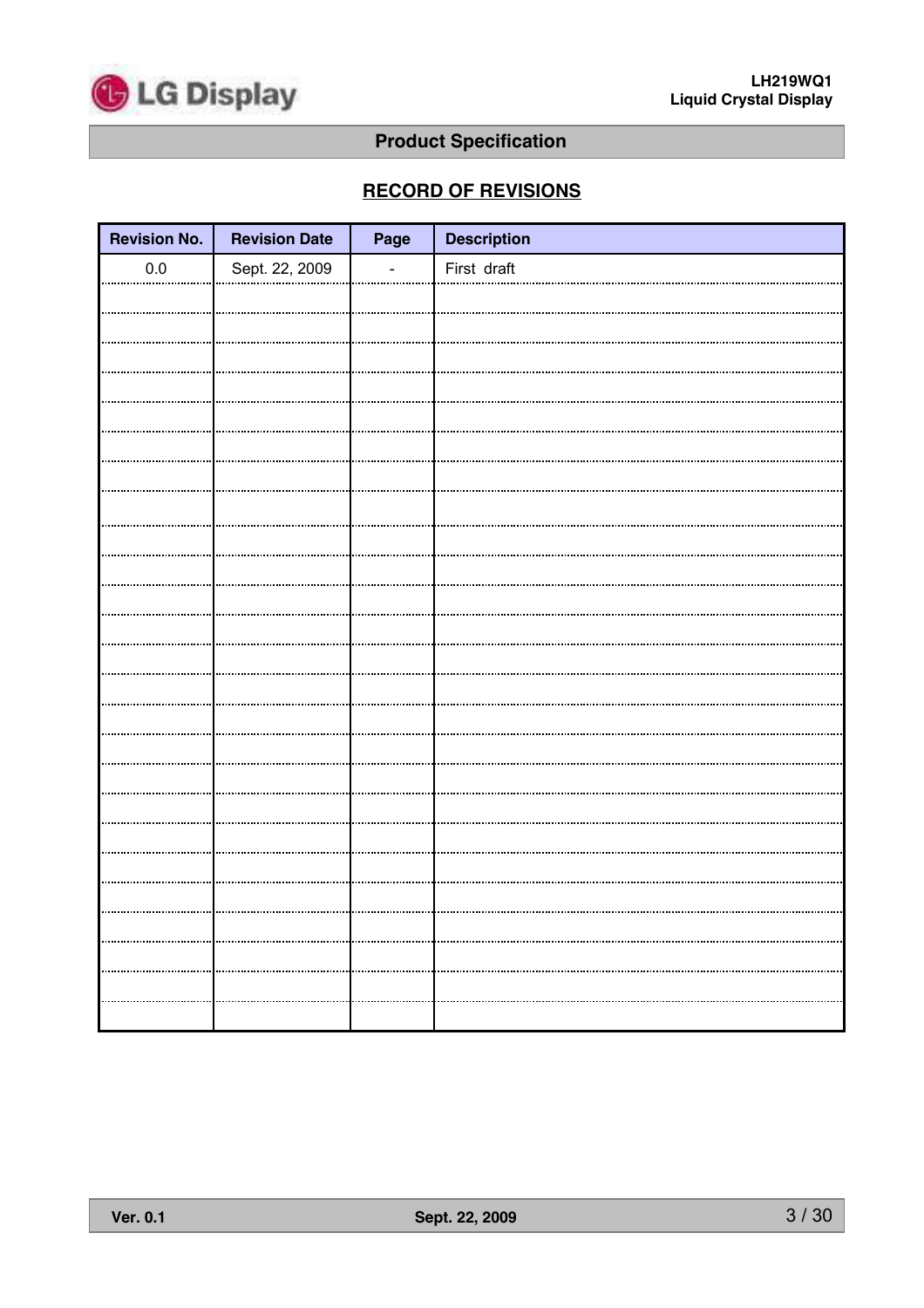## Product Specification

### RECORD OF REVISIONS

| Revision No. | Revision Date | Page | Description |
|---|---|---|---|
| 0.0 | Sept. 22, 2009 | - | First draft |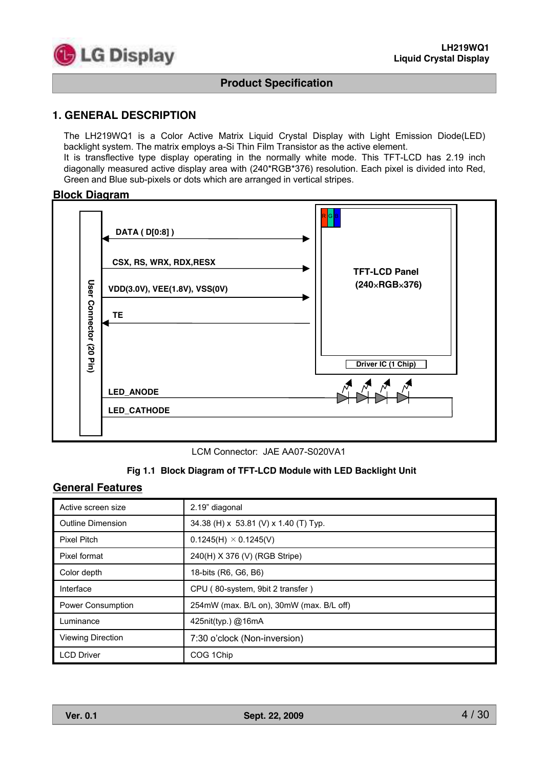## 1. GENERAL DESCRIPTION

The LH219WQ1 is a Color Active Matrix Liquid Crystal Display with Light Emission Diode(LED) backlight system. The matrix employs a-Si Thin Film Transistor as the active element.
It is transflective type display operating in the normally white mode. This TFT-LCD has 2.19 inch diagonally measured active display area with (240*RGB*376) resolution. Each pixel is divided into Red, Green and Blue sub-pixels or dots which are arranged in vertical stripes.

### Block Diagram

User Connector (20 Pin)

DATA ( D[0:8] )

CSX, RS, WRX, RDX,RESX

VDD(3.0V), VEE(1.8V), VSS(0V)

TE

LED_ANODE

LED_CATHODE

R G B

TFT-LCD Panel
(240×RGB×376)

Driver IC (1 Chip)

LCM Connector: JAE AA07-S020VA1

**Fig 1.1 Block Diagram of TFT-LCD Module with LED Backlight Unit**

### General Features

| | |
|---|---|
| Active screen size | 2.19" diagonal |
| Outline Dimension | 34.38 (H) x 53.81 (V) x 1.40 (T) Typ. |
| Pixel Pitch | 0.1245(H) × 0.1245(V) |
| Pixel format | 240(H) X 376 (V) (RGB Stripe) |
| Color depth | 18-bits (R6, G6, B6) |
| Interface | CPU ( 80-system, 9bit 2 transfer ) |
| Power Consumption | 254mW (max. B/L on), 30mW (max. B/L off) |
| Luminance | 425nit(typ.) @16mA |
| Viewing Direction | 7:30 o'clock (Non-inversion) |
| LCD Driver | COG 1Chip |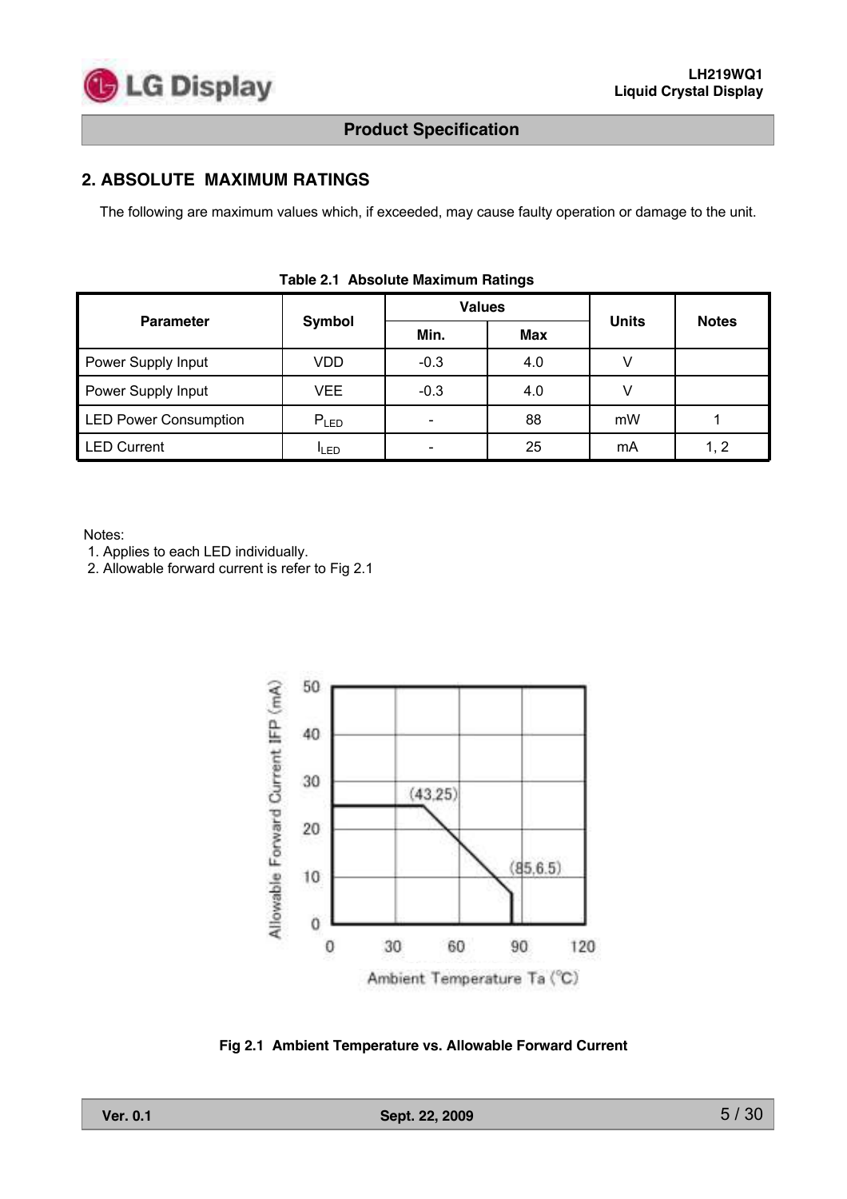## 2. ABSOLUTE MAXIMUM RATINGS

The following are maximum values which, if exceeded, may cause faulty operation or damage to the unit.

**Table 2.1 Absolute Maximum Ratings**

| Parameter | Symbol | Values | | Units | Notes |
|---|---|---|---|---|---|
| | | Min. | Max | | |
| Power Supply Input | VDD | -0.3 | 4.0 | V | |
| Power Supply Input | VEE | -0.3 | 4.0 | V | |
| LED Power Consumption | $P_{LED}$ | - | 88 | mW | 1 |
| LED Current | $I_{LED}$ | - | 25 | mA | 1, 2 |

Notes:
1. Applies to each LED individually.
2. Allowable forward current is refer to Fig 2.1

**Fig 2.1 Ambient Temperature vs. Allowable Forward Current**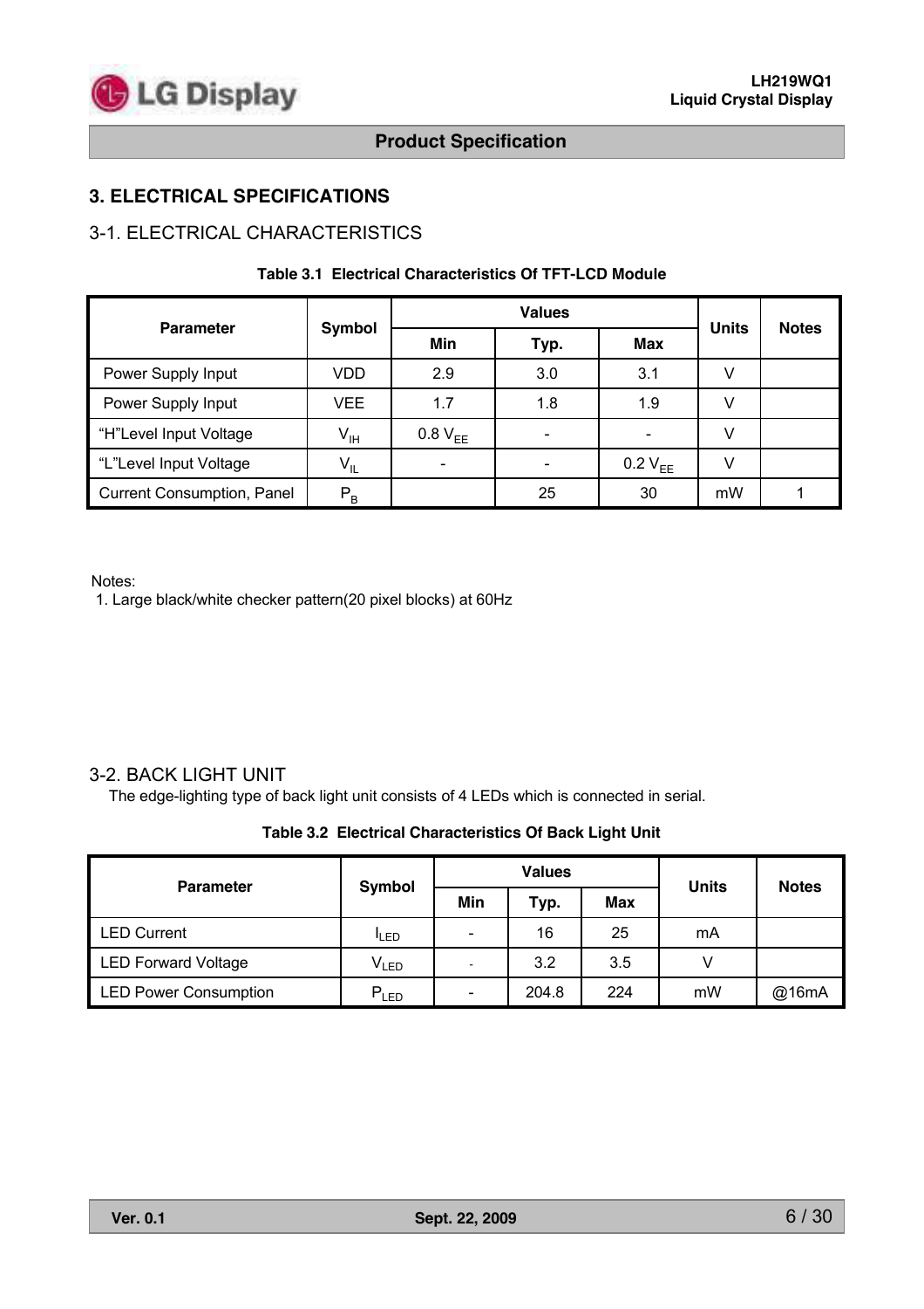# 3. ELECTRICAL SPECIFICATIONS

## 3-1. ELECTRICAL CHARACTERISTICS

**Table 3.1 Electrical Characteristics Of TFT-LCD Module**

| Parameter | Symbol | Values | | | Units | Notes |
|---|---|---|---|---|---|---|
| | | Min | Typ. | Max | | |
| Power Supply Input | VDD | 2.9 | 3.0 | 3.1 | V | |
| Power Supply Input | VEE | 1.7 | 1.8 | 1.9 | V | |
| "H"Level Input Voltage | $V_{IH}$ | 0.8 $V_{EE}$ | - | - | V | |
| "L"Level Input Voltage | $V_{IL}$ | - | - | 0.2 $V_{EE}$ | V | |
| Current Consumption, Panel | $P_B$ | | 25 | 30 | mW | 1 |

Notes:

1. Large black/white checker pattern(20 pixel blocks) at 60Hz

## 3-2. BACK LIGHT UNIT

The edge-lighting type of back light unit consists of 4 LEDs which is connected in serial.

**Table 3.2 Electrical Characteristics Of Back Light Unit**

| Parameter | Symbol | Values | | | Units | Notes |
|---|---|---|---|---|---|---|
| | | Min | Typ. | Max | | |
| LED Current | $I_{LED}$ | - | 16 | 25 | mA | |
| LED Forward Voltage | $V_{LED}$ | - | 3.2 | 3.5 | V | |
| LED Power Consumption | $P_{LED}$ | - | 204.8 | 224 | mW | @16mA |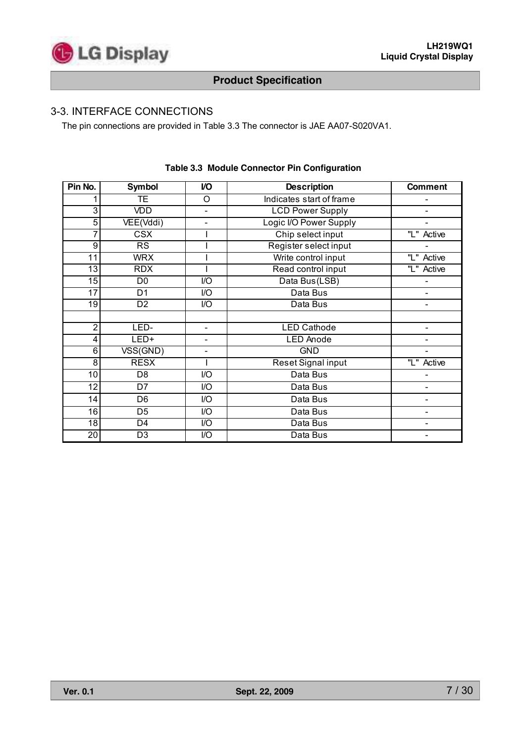## 3-3. INTERFACE CONNECTIONS

The pin connections are provided in Table 3.3 The connector is JAE AA07-S020VA1.

**Table 3.3 Module Connector Pin Configuration**

| Pin No. | Symbol | I/O | Description | Comment |
|---|---|---|---|---|
| 1 | TE | O | Indicates start of frame | - |
| 3 | VDD | - | LCD Power Supply | - |
| 5 | VEE(Vddi) | - | Logic I/O Power Supply | - |
| 7 | CSX | I | Chip select input | "L" Active |
| 9 | RS | I | Register select input | - |
| 11 | WRX | I | Write control input | "L" Active |
| 13 | RDX | I | Read control input | "L" Active |
| 15 | D0 | I/O | Data Bus(LSB) | - |
| 17 | D1 | I/O | Data Bus | - |
| 19 | D2 | I/O | Data Bus | - |
| | | | | |
| 2 | LED- | - | LED Cathode | - |
| 4 | LED+ | - | LED Anode | - |
| 6 | VSS(GND) | - | GND | - |
| 8 | RESX | I | Reset Signal input | "L" Active |
| 10 | D8 | I/O | Data Bus | - |
| 12 | D7 | I/O | Data Bus | - |
| 14 | D6 | I/O | Data Bus | - |
| 16 | D5 | I/O | Data Bus | - |
| 18 | D4 | I/O | Data Bus | - |
| 20 | D3 | I/O | Data Bus | - |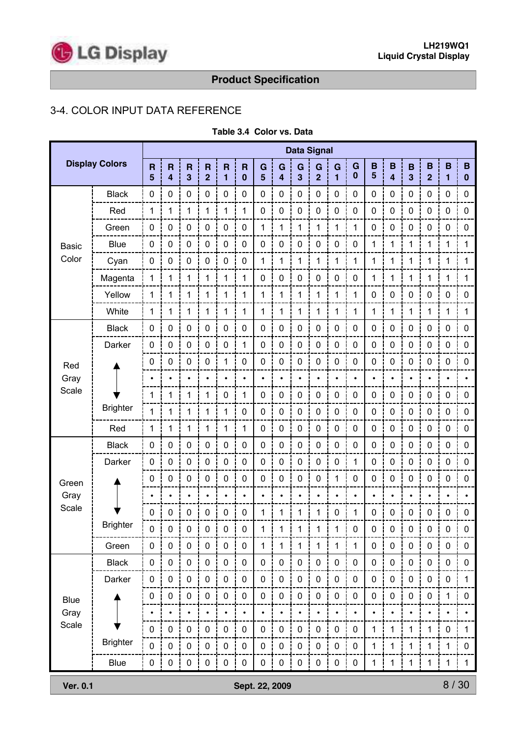## 3-4. COLOR INPUT DATA REFERENCE

**Table 3.4 Color vs. Data**

| Display Colors | | R5 | R4 | R3 | R2 | R1 | R0 | G5 | G4 | G3 | G2 | G1 | G0 | B5 | B4 | B3 | B2 | B1 | B0 |
|---|---|---|---|---|---|---|---|---|---|---|---|---|---|---|---|---|---|---|---|
| Basic Color | Black | 0 | 0 | 0 | 0 | 0 | 0 | 0 | 0 | 0 | 0 | 0 | 0 | 0 | 0 | 0 | 0 | 0 | 0 |
| | Red | 1 | 1 | 1 | 1 | 1 | 1 | 0 | 0 | 0 | 0 | 0 | 0 | 0 | 0 | 0 | 0 | 0 | 0 |
| | Green | 0 | 0 | 0 | 0 | 0 | 0 | 1 | 1 | 1 | 1 | 1 | 1 | 0 | 0 | 0 | 0 | 0 | 0 |
| | Blue | 0 | 0 | 0 | 0 | 0 | 0 | 0 | 0 | 0 | 0 | 0 | 0 | 1 | 1 | 1 | 1 | 1 | 1 |
| | Cyan | 0 | 0 | 0 | 0 | 0 | 0 | 1 | 1 | 1 | 1 | 1 | 1 | 1 | 1 | 1 | 1 | 1 | 1 |
| | Magenta | 1 | 1 | 1 | 1 | 1 | 1 | 0 | 0 | 0 | 0 | 0 | 0 | 1 | 1 | 1 | 1 | 1 | 1 |
| | Yellow | 1 | 1 | 1 | 1 | 1 | 1 | 1 | 1 | 1 | 1 | 1 | 1 | 0 | 0 | 0 | 0 | 0 | 0 |
| | White | 1 | 1 | 1 | 1 | 1 | 1 | 1 | 1 | 1 | 1 | 1 | 1 | 1 | 1 | 1 | 1 | 1 | 1 |
| Red Gray Scale | Black | 0 | 0 | 0 | 0 | 0 | 0 | 0 | 0 | 0 | 0 | 0 | 0 | 0 | 0 | 0 | 0 | 0 | 0 |
| | Darker | 0 | 0 | 0 | 0 | 0 | 1 | 0 | 0 | 0 | 0 | 0 | 0 | 0 | 0 | 0 | 0 | 0 | 0 |
| | ↑ | 0 | 0 | 0 | 0 | 1 | 0 | 0 | 0 | 0 | 0 | 0 | 0 | 0 | 0 | 0 | 0 | 0 | 0 |
| | | • | • | • | • | • | • | • | • | • | • | • | • | • | • | • | • | • | • |
| | ↓ | 1 | 1 | 1 | 1 | 0 | 1 | 0 | 0 | 0 | 0 | 0 | 0 | 0 | 0 | 0 | 0 | 0 | 0 |
| | Brighter | 1 | 1 | 1 | 1 | 1 | 0 | 0 | 0 | 0 | 0 | 0 | 0 | 0 | 0 | 0 | 0 | 0 | 0 |
| | Red | 1 | 1 | 1 | 1 | 1 | 1 | 0 | 0 | 0 | 0 | 0 | 0 | 0 | 0 | 0 | 0 | 0 | 0 |
| Green Gray Scale | Black | 0 | 0 | 0 | 0 | 0 | 0 | 0 | 0 | 0 | 0 | 0 | 0 | 0 | 0 | 0 | 0 | 0 | 0 |
| | Darker | 0 | 0 | 0 | 0 | 0 | 0 | 0 | 0 | 0 | 0 | 0 | 1 | 0 | 0 | 0 | 0 | 0 | 0 |
| | ↑ | 0 | 0 | 0 | 0 | 0 | 0 | 0 | 0 | 0 | 0 | 1 | 0 | 0 | 0 | 0 | 0 | 0 | 0 |
| | | • | • | • | • | • | • | • | • | • | • | • | • | • | • | • | • | • | • |
| | ↓ | 0 | 0 | 0 | 0 | 0 | 0 | 1 | 1 | 1 | 1 | 0 | 1 | 0 | 0 | 0 | 0 | 0 | 0 |
| | Brighter | 0 | 0 | 0 | 0 | 0 | 0 | 1 | 1 | 1 | 1 | 1 | 0 | 0 | 0 | 0 | 0 | 0 | 0 |
| | Green | 0 | 0 | 0 | 0 | 0 | 0 | 1 | 1 | 1 | 1 | 1 | 1 | 0 | 0 | 0 | 0 | 0 | 0 |
| Blue Gray Scale | Black | 0 | 0 | 0 | 0 | 0 | 0 | 0 | 0 | 0 | 0 | 0 | 0 | 0 | 0 | 0 | 0 | 0 | 0 |
| | Darker | 0 | 0 | 0 | 0 | 0 | 0 | 0 | 0 | 0 | 0 | 0 | 0 | 0 | 0 | 0 | 0 | 0 | 1 |
| | ↑ | 0 | 0 | 0 | 0 | 0 | 0 | 0 | 0 | 0 | 0 | 0 | 0 | 0 | 0 | 0 | 0 | 1 | 0 |
| | | • | • | • | • | • | • | • | • | • | • | • | • | • | • | • | • | • | • |
| | ↓ | 0 | 0 | 0 | 0 | 0 | 0 | 0 | 0 | 0 | 0 | 0 | 0 | 1 | 1 | 1 | 1 | 0 | 1 |
| | Brighter | 0 | 0 | 0 | 0 | 0 | 0 | 0 | 0 | 0 | 0 | 0 | 0 | 1 | 1 | 1 | 1 | 1 | 0 |
| | Blue | 0 | 0 | 0 | 0 | 0 | 0 | 0 | 0 | 0 | 0 | 0 | 0 | 1 | 1 | 1 | 1 | 1 | 1 |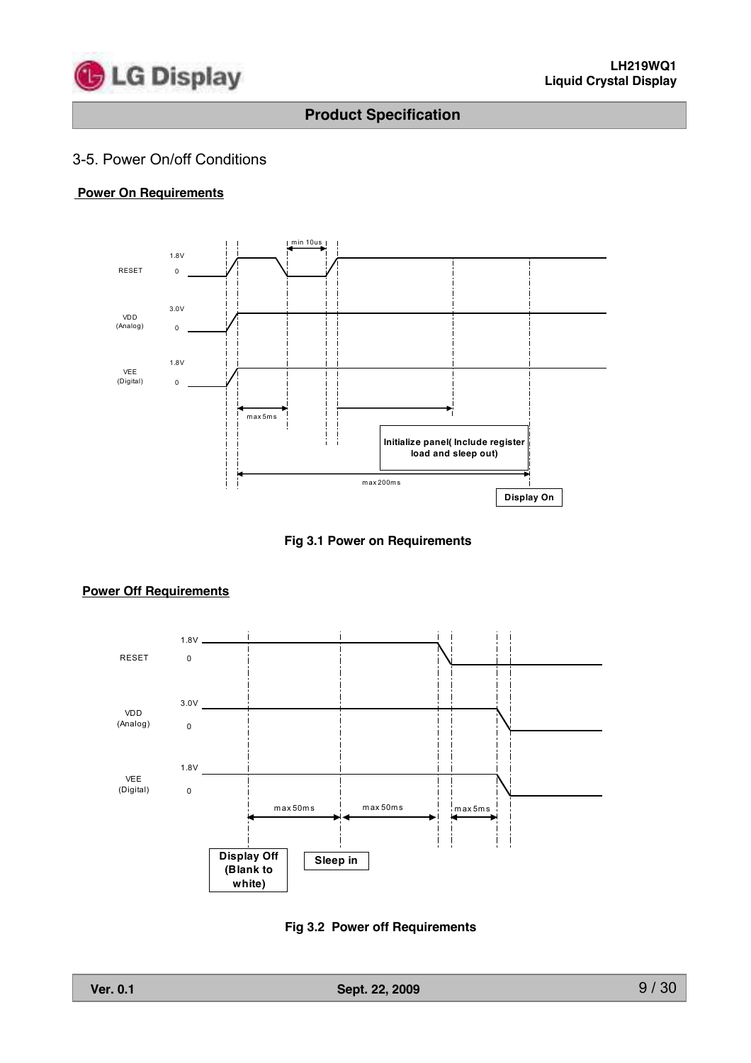## 3-5. Power On/off Conditions

**Power On Requirements**

RESET 1.8V 0

VDD (Analog) 3.0V 0

VEE (Digital) 1.8V 0

min 10us

max 5ms

Initialize panel( Include register load and sleep out)

max 200ms

Display On

**Fig 3.1 Power on Requirements**

**Power Off Requirements**

RESET 1.8V 0

VDD (Analog) 3.0V 0

VEE (Digital) 1.8V 0

max 50ms

max 50ms

max 5ms

Display Off (Blank to white)

Sleep in

**Fig 3.2 Power off Requirements**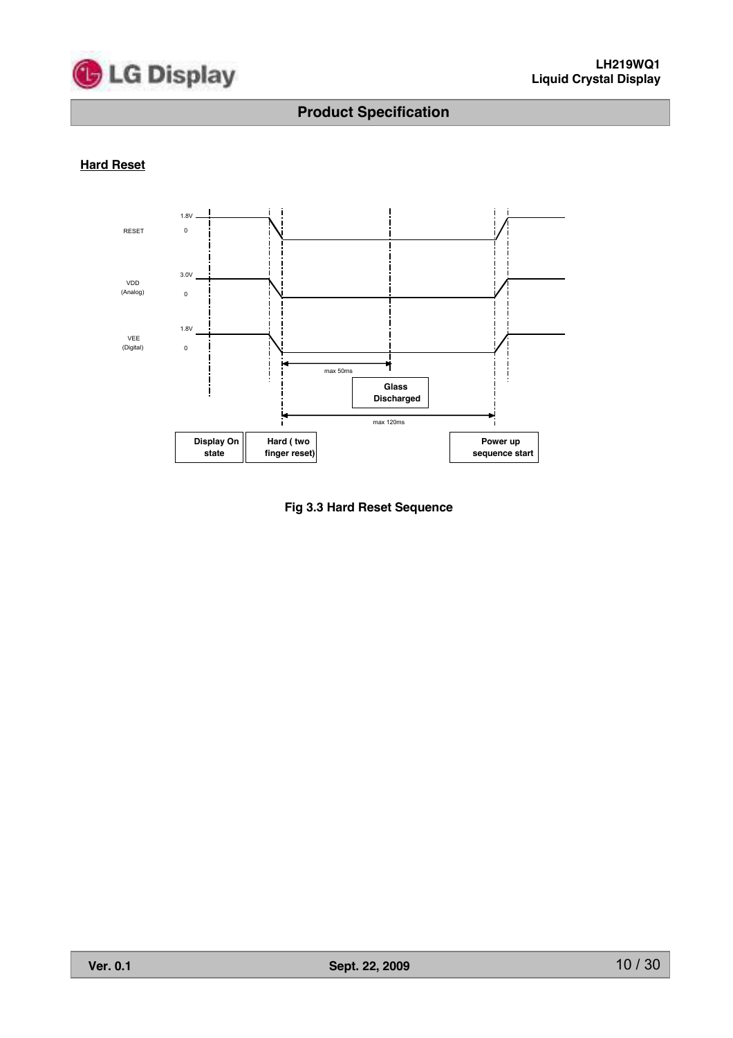## Hard Reset

RESET 1.8V 0

VDD (Analog) 3.0V 0

VEE (Digital) 1.8V 0

max 50ms

Glass Discharged

max 120ms

Display On state

Hard ( two finger reset)

Power up sequence start

**Fig 3.3 Hard Reset Sequence**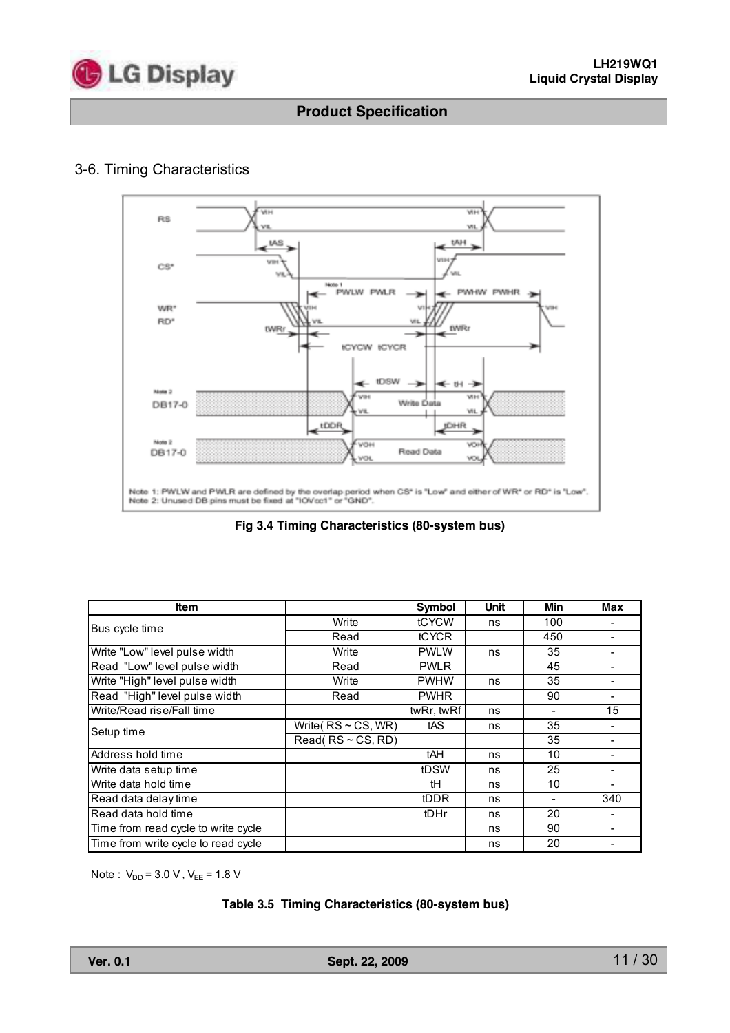## 3-6. Timing Characteristics

Note 1: PWLW and PWLR are defined by the overlap period when CS* is "Low" and either of WR* or RD* is "Low".
Note 2: Unused DB pins must be fixed at "IOVcc1" or "GND".

**Fig 3.4 Timing Characteristics (80-system bus)**

| Item | | Symbol | Unit | Min | Max |
|---|---|---|---|---|---|
| Bus cycle time | Write | tCYCW | ns | 100 | - |
| | Read | tCYCR | | 450 | - |
| Write "Low" level pulse width | Write | PWLW | ns | 35 | - |
| Read "Low" level pulse width | Read | PWLR | | 45 | - |
| Write "High" level pulse width | Write | PWHW | ns | 35 | - |
| Read "High" level pulse width | Read | PWHR | | 90 | - |
| Write/Read rise/Fall time | | twRr, twRf | ns | - | 15 |
| Setup time | Write( RS ~ CS, WR) | tAS | ns | 35 | - |
| | Read( RS ~ CS, RD) | | | 35 | - |
| Address hold time | | tAH | ns | 10 | - |
| Write data setup time | | tDSW | ns | 25 | - |
| Write data hold time | | tH | ns | 10 | - |
| Read data delay time | | tDDR | ns | - | 340 |
| Read data hold time | | tDHr | ns | 20 | - |
| Time from read cycle to write cycle | | | ns | 90 | - |
| Time from write cycle to read cycle | | | ns | 20 | - |

Note : $V_{DD}$ = 3.0 V , $V_{EE}$ = 1.8 V

**Table 3.5 Timing Characteristics (80-system bus)**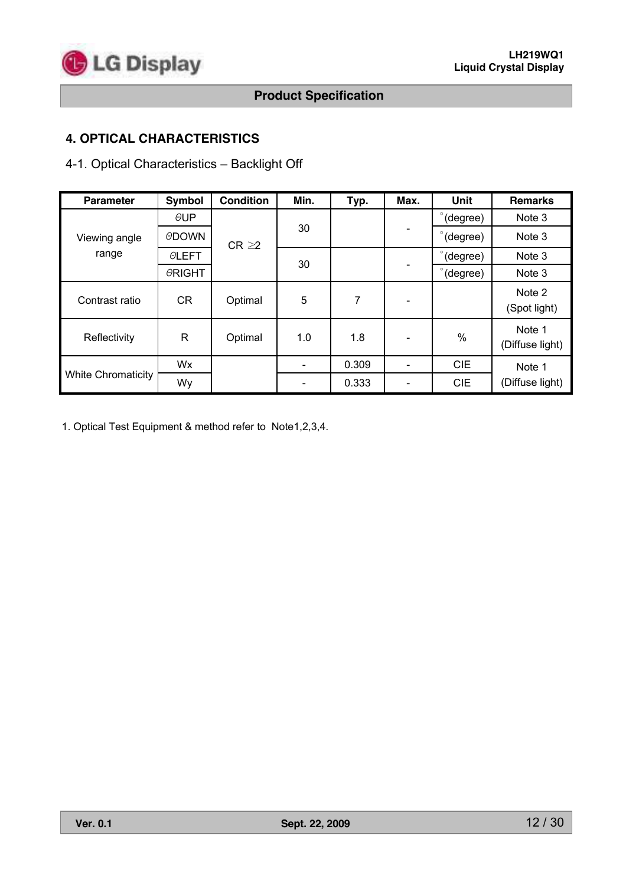## 4. OPTICAL CHARACTERISTICS

### 4-1. Optical Characteristics – Backlight Off

| Parameter | Symbol | Condition | Min. | Typ. | Max. | Unit | Remarks |
|---|---|---|---|---|---|---|---|
| Viewing angle range | θUP | CR ≥2 | 30 | | - | ° (degree) | Note 3 |
| | θDOWN | | | | | ° (degree) | Note 3 |
| | θLEFT | | 30 | | - | ° (degree) | Note 3 |
| | θRIGHT | | | | | ° (degree) | Note 3 |
| Contrast ratio | CR | Optimal | 5 | 7 | - | | Note 2 (Spot light) |
| Reflectivity | R | Optimal | 1.0 | 1.8 | - | % | Note 1 (Diffuse light) |
| White Chromaticity | Wx | | - | 0.309 | - | CIE | Note 1 (Diffuse light) |
| | Wy | | - | 0.333 | - | CIE | |

1. Optical Test Equipment & method refer to Note1,2,3,4.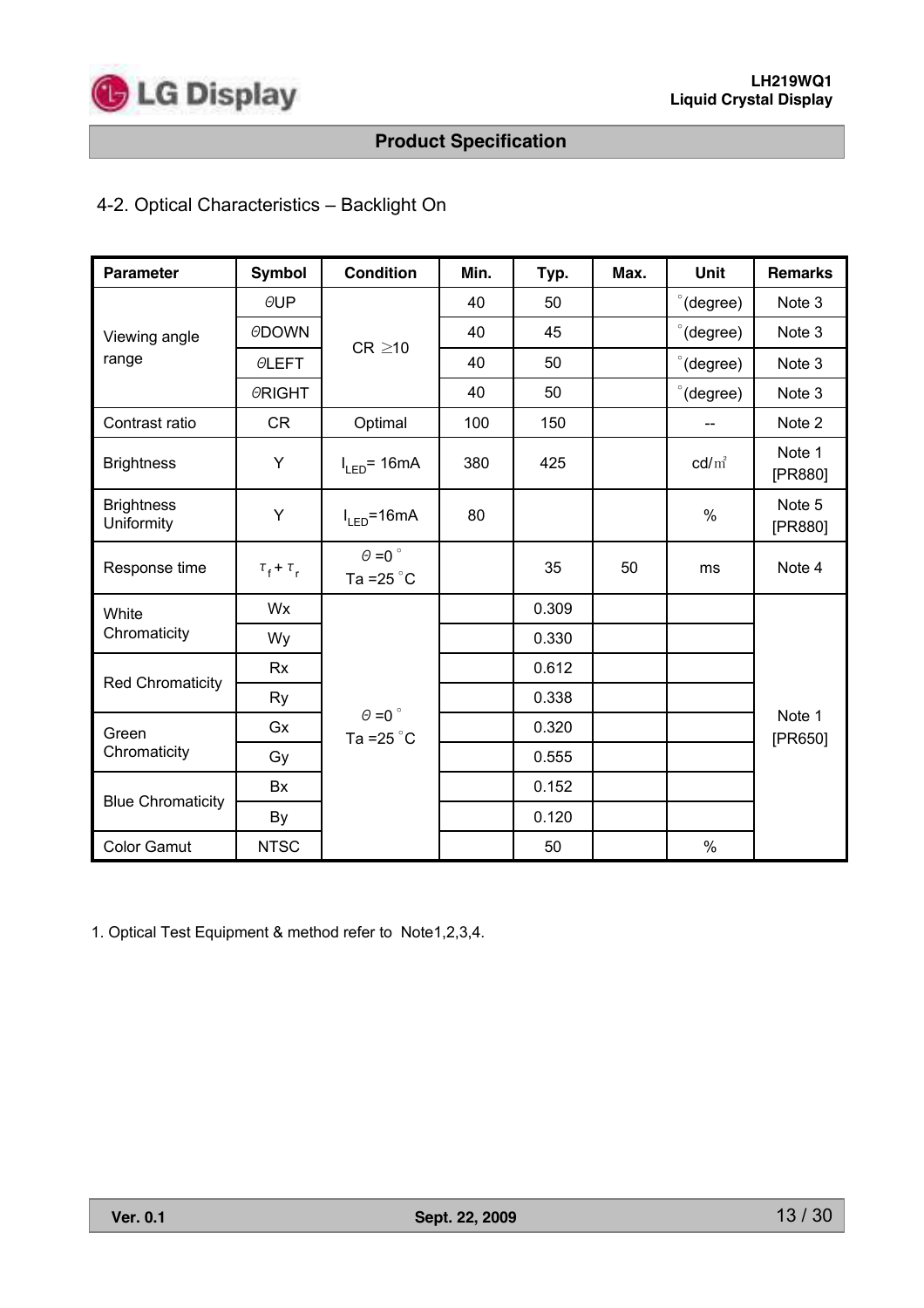## 4-2. Optical Characteristics – Backlight On

| Parameter | Symbol | Condition | Min. | Typ. | Max. | Unit | Remarks |
|---|---|---|---|---|---|---|---|
| Viewing angle range | θUP | CR ≥10 | 40 | 50 | | °(degree) | Note 3 |
| | θDOWN | | 40 | 45 | | °(degree) | Note 3 |
| | θLEFT | | 40 | 50 | | °(degree) | Note 3 |
| | θRIGHT | | 40 | 50 | | °(degree) | Note 3 |
| Contrast ratio | CR | Optimal | 100 | 150 | | -- | Note 2 |
| Brightness | Y | $I_{LED}$= 16mA | 380 | 425 | | cd/㎡ | Note 1 [PR880] |
| Brightness Uniformity | Y | $I_{LED}$=16mA | 80 | | | % | Note 5 [PR880] |
| Response time | $\tau_f + \tau_r$ | θ =0 ° Ta =25 °C | | 35 | 50 | ms | Note 4 |
| White Chromaticity | Wx | θ =0 ° Ta =25 °C | | 0.309 | | | Note 1 [PR650] |
| | Wy | | | 0.330 | | | |
| Red Chromaticity | Rx | | | 0.612 | | | |
| | Ry | | | 0.338 | | | |
| Green Chromaticity | Gx | | | 0.320 | | | |
| | Gy | | | 0.555 | | | |
| Blue Chromaticity | Bx | | | 0.152 | | | |
| | By | | | 0.120 | | | |
| Color Gamut | NTSC | | | 50 | | % | |

1. Optical Test Equipment & method refer to Note1,2,3,4.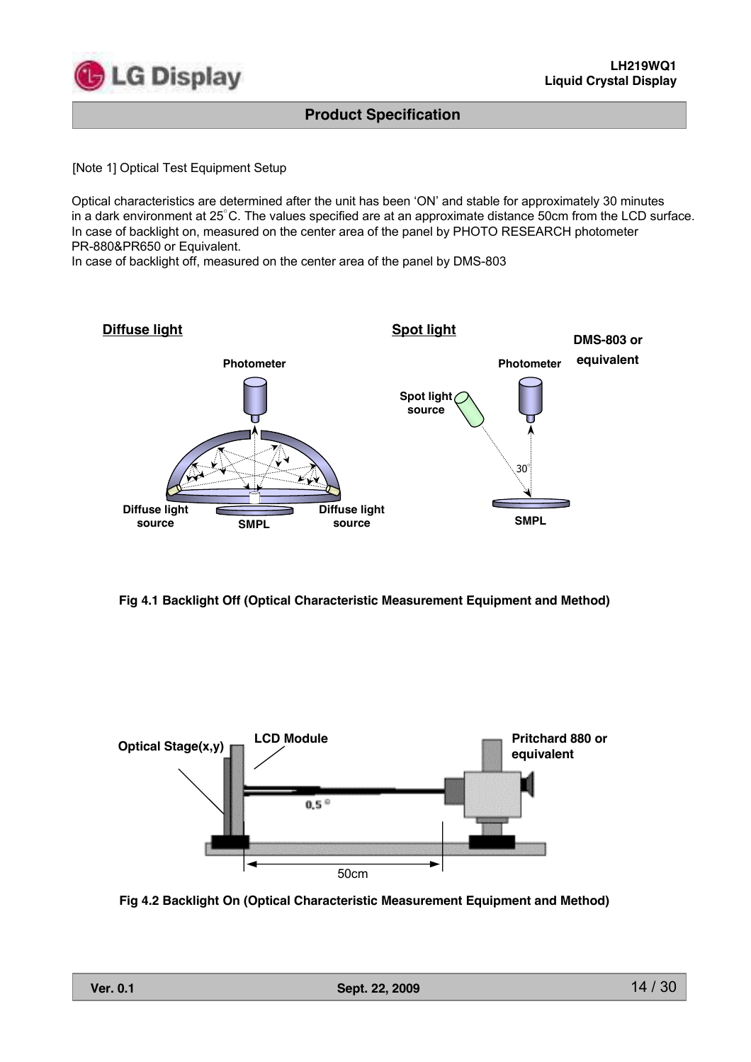[Note 1] Optical Test Equipment Setup

Optical characteristics are determined after the unit has been 'ON' and stable for approximately 30 minutes in a dark environment at 25°C. The values specified are at an approximate distance 50cm from the LCD surface. In case of backlight on, measured on the center area of the panel by PHOTO RESEARCH photometer PR-880&PR650 or Equivalent.
In case of backlight off, measured on the center area of the panel by DMS-803

Diffuse light

Photometer

Diffuse light source

SMPL

Diffuse light source

Spot light

DMS-803 or equivalent

Photometer

Spot light source

30°

SMPL

**Fig 4.1 Backlight Off (Optical Characteristic Measurement Equipment and Method)**

Optical Stage(x,y)

LCD Module

Pritchard 880 or equivalent

0.5°

50cm

**Fig 4.2 Backlight On (Optical Characteristic Measurement Equipment and Method)**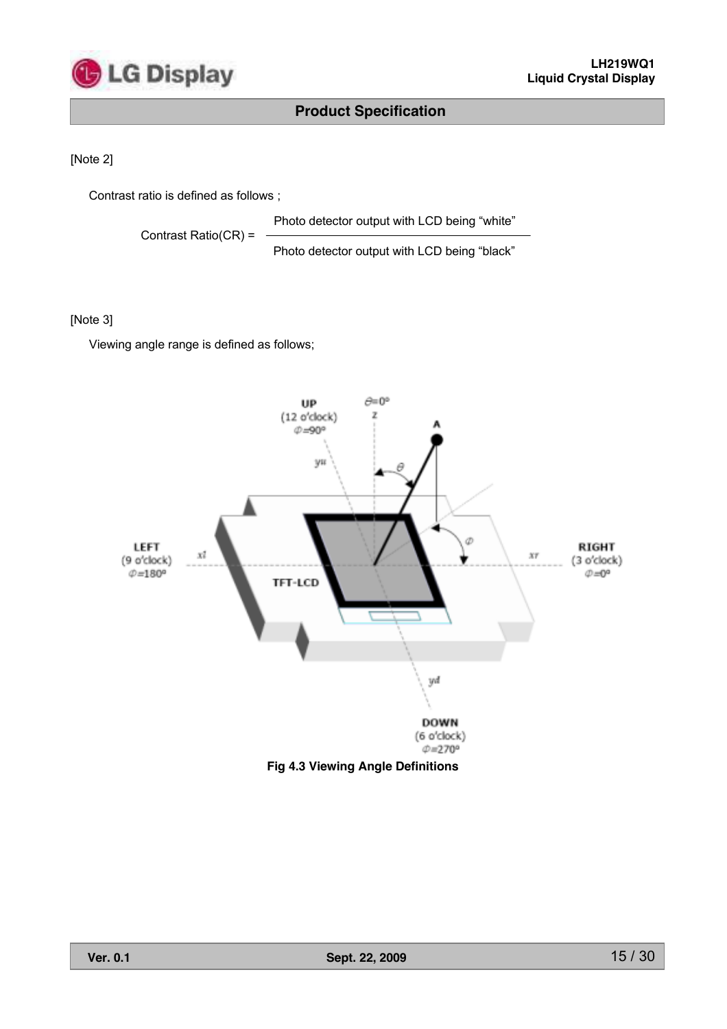[Note 2]

Contrast ratio is defined as follows ;

$$\text{Contrast Ratio(CR)} = \frac{\text{Photo detector output with LCD being “white”}}{\text{Photo detector output with LCD being “black”}}$$

[Note 3]

Viewing angle range is defined as follows;

Fig 4.3 Viewing Angle Definitions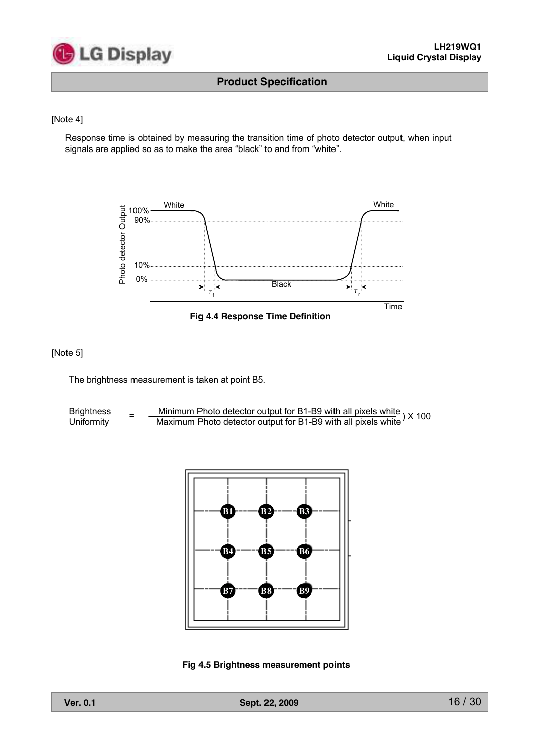[Note 4]

Response time is obtained by measuring the transition time of photo detector output, when input signals are applied so as to make the area "black" to and from "white".

**Fig 4.4 Response Time Definition**

[Note 5]

The brightness measurement is taken at point B5.

$$\text{Brightness Uniformity} = \left( \frac{\text{Minimum Photo detector output for B1-B9 with all pixels white}}{\text{Maximum Photo detector output for B1-B9 with all pixels white}} \right) \times 100$$

**Fig 4.5 Brightness measurement points**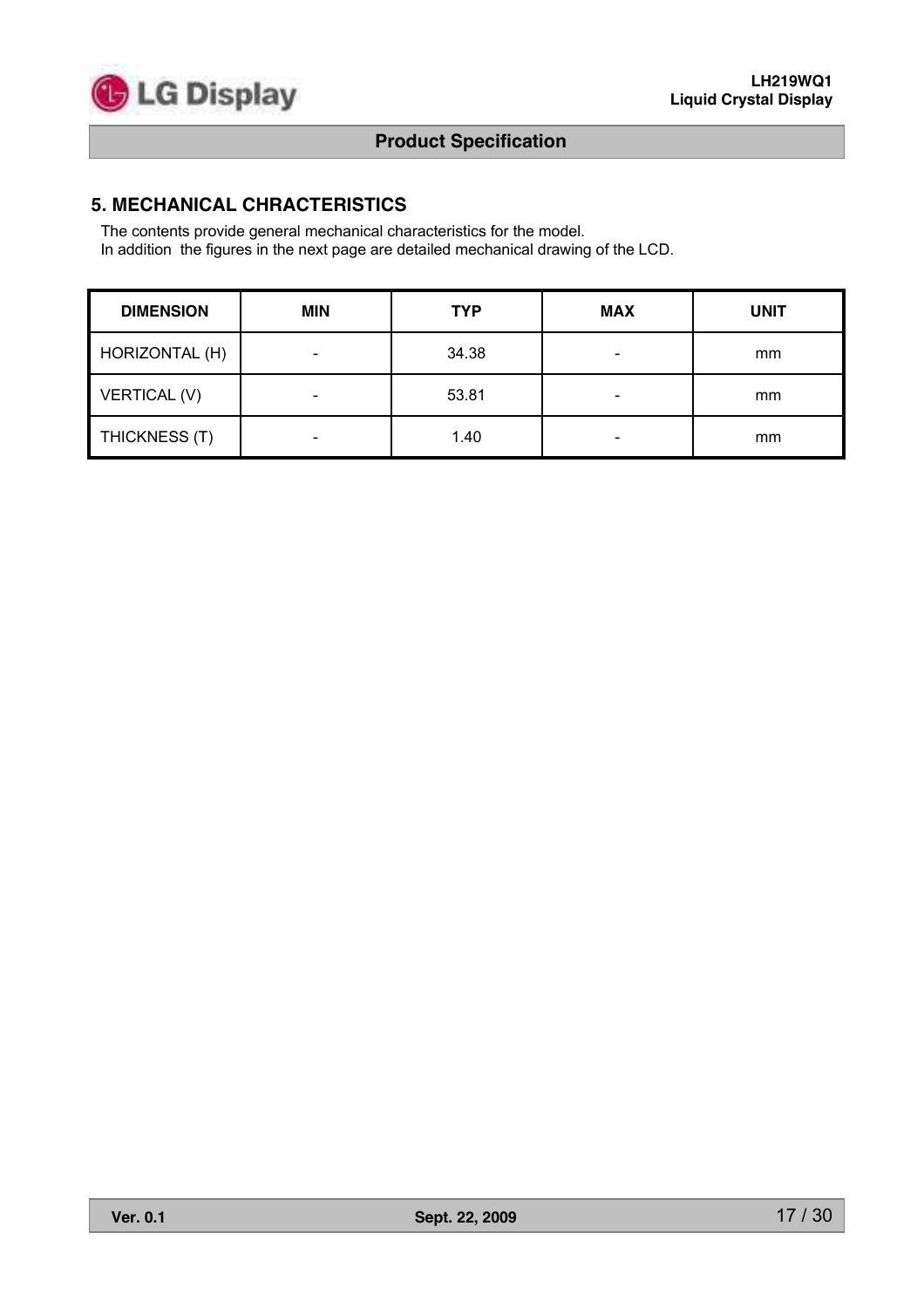## 5. MECHANICAL CHRACTERISTICS

The contents provide general mechanical characteristics for the model.
In addition  the figures in the next page are detailed mechanical drawing of the LCD.

| DIMENSION | MIN | TYP | MAX | UNIT |
|---|---|---|---|---|
| HORIZONTAL (H) | - | 34.38 | - | mm |
| VERTICAL (V) | - | 53.81 | - | mm |
| THICKNESS (T) | - | 1.40 | - | mm |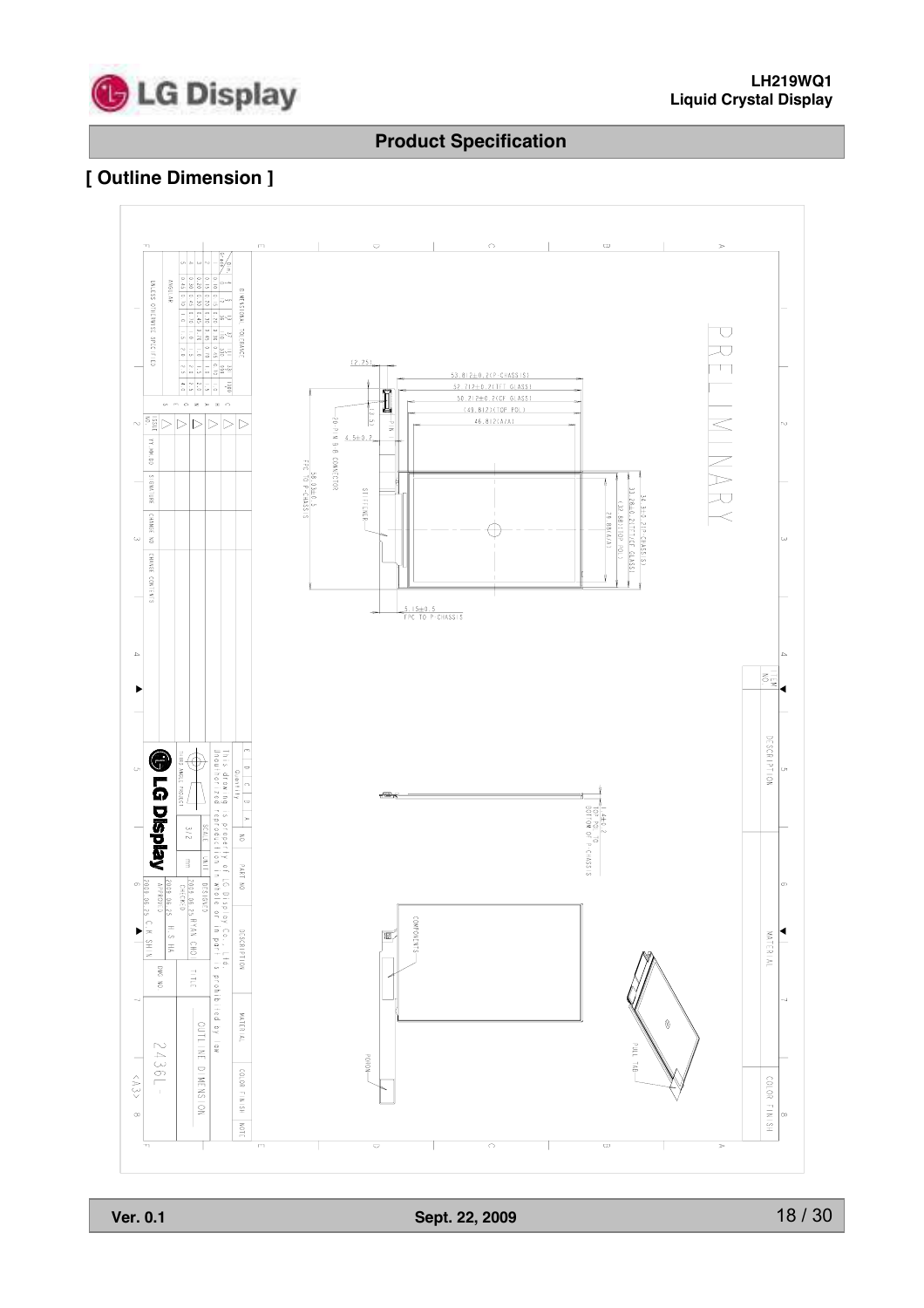## Product Specification

### [ Outline Dimension ]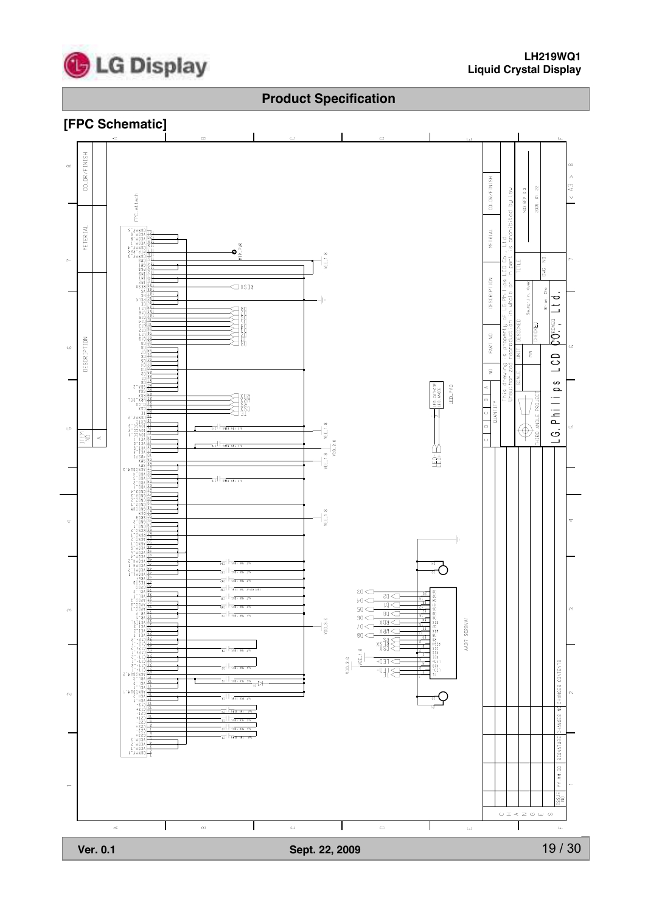## Product Specification

### [FPC Schematic]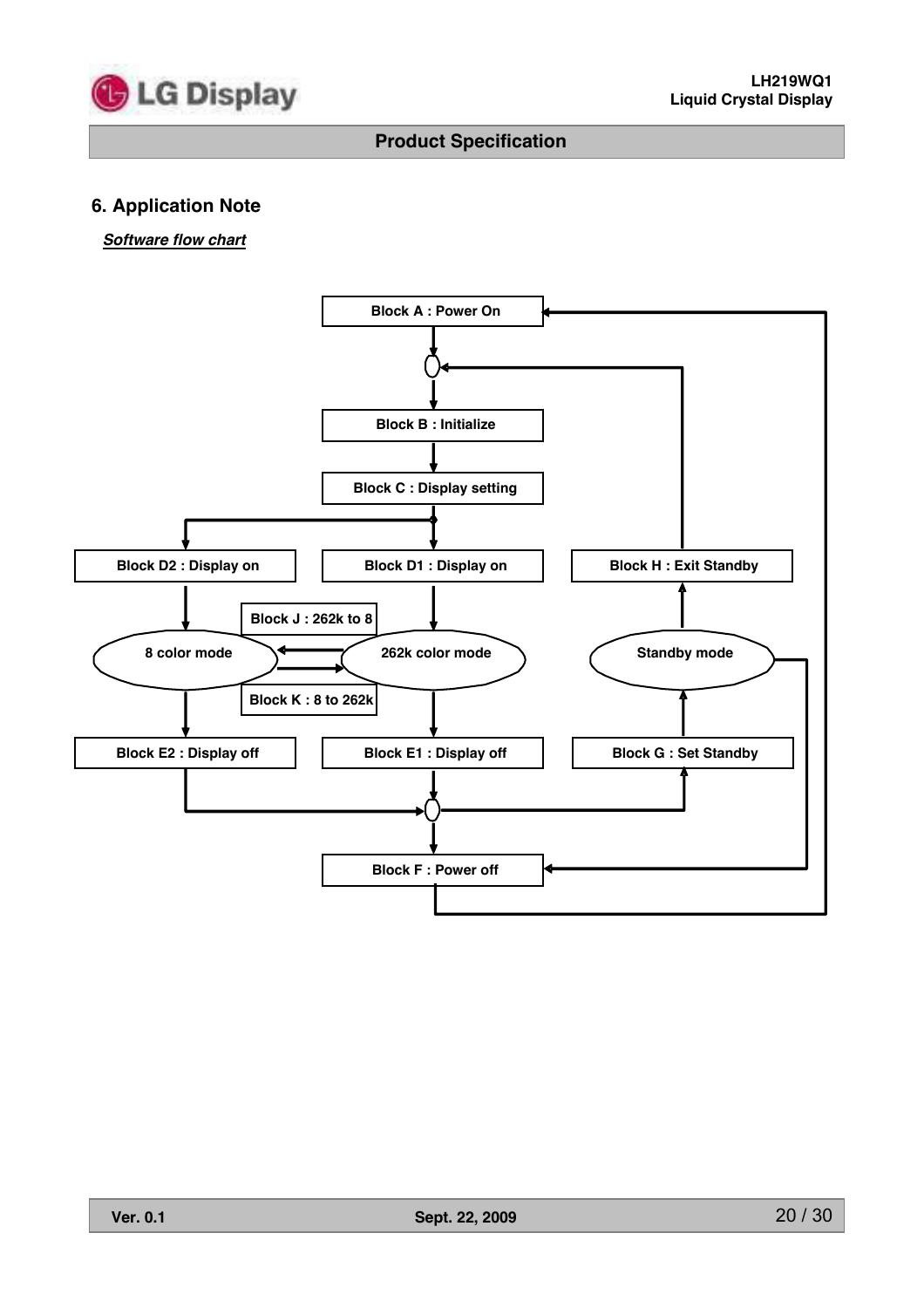## 6. Application Note

***Software flow chart***

Block A : Power On

Block B : Initialize

Block C : Display setting

Block D2 : Display on

Block D1 : Display on

Block H : Exit Standby

Block J : 262k to 8

8 color mode

262k color mode

Standby mode

Block K : 8 to 262k

Block E2 : Display off

Block E1 : Display off

Block G : Set Standby

Block F : Power off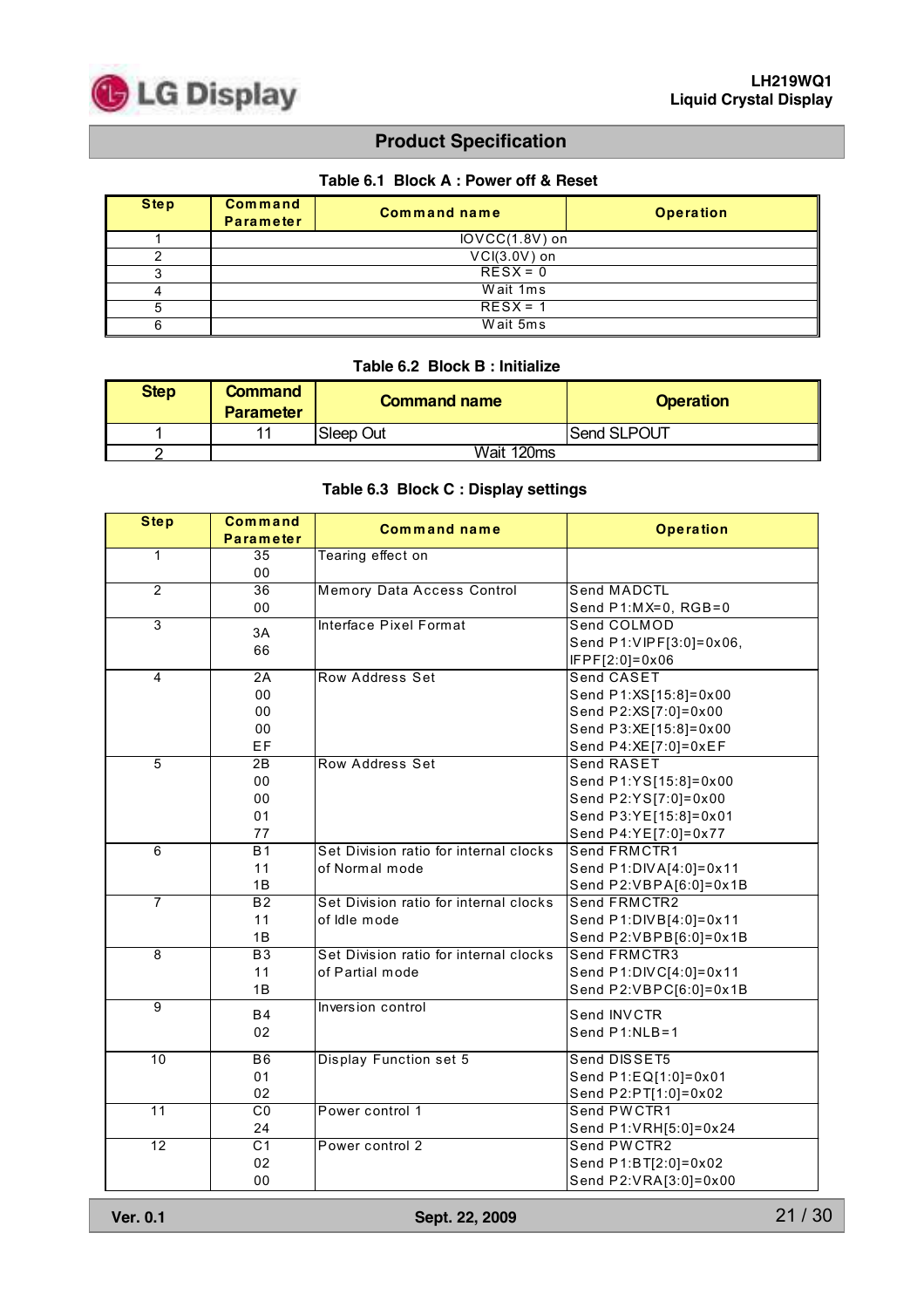## Product Specification

**Table 6.1 Block A : Power off & Reset**

| Step | Command Parameter | Command name | Operation |
|---|---|---|---|
| 1 | IOVCC(1.8V) on | | |
| 2 | VCI(3.0V) on | | |
| 3 | RESX = 0 | | |
| 4 | Wait 1ms | | |
| 5 | RESX = 1 | | |
| 6 | Wait 5ms | | |

**Table 6.2 Block B : Initialize**

| Step | Command Parameter | Command name | Operation |
|---|---|---|---|
| 1 | 11 | Sleep Out | Send SLPOUT |
| 2 | Wait 120ms | | |

**Table 6.3 Block C : Display settings**

| Step | Command Parameter | Command name | Operation |
|---|---|---|---|
| 1 | 35<br>00 | Tearing effect on | |
| 2 | 36<br>00 | Memory Data Access Control | Send MADCTL<br>Send P1:MX=0, RGB=0 |
| 3 | 3A<br>66 | Interface Pixel Format | Send COLMOD<br>Send P1:VIPF[3:0]=0x06, IFPF[2:0]=0x06 |
| 4 | 2A<br>00<br>00<br>00<br>EF | Row Address Set | Send CASET<br>Send P1:XS[15:8]=0x00<br>Send P2:XS[7:0]=0x00<br>Send P3:XE[15:8]=0x00<br>Send P4:XE[7:0]=0xEF |
| 5 | 2B<br>00<br>00<br>01<br>77 | Row Address Set | Send RASET<br>Send P1:YS[15:8]=0x00<br>Send P2:YS[7:0]=0x00<br>Send P3:YE[15:8]=0x01<br>Send P4:YE[7:0]=0x77 |
| 6 | B1<br>11<br>1B | Set Division ratio for internal clocks of Normal mode | Send FRMCTR1<br>Send P1:DIVA[4:0]=0x11<br>Send P2:VBPA[6:0]=0x1B |
| 7 | B2<br>11<br>1B | Set Division ratio for internal clocks of Idle mode | Send FRMCTR2<br>Send P1:DIVB[4:0]=0x11<br>Send P2:VBPB[6:0]=0x1B |
| 8 | B3<br>11<br>1B | Set Division ratio for internal clocks of Partial mode | Send FRMCTR3<br>Send P1:DIVC[4:0]=0x11<br>Send P2:VBPC[6:0]=0x1B |
| 9 | B4<br>02 | Inversion control | Send INVCTR<br>Send P1:NLB=1 |
| 10 | B6<br>01<br>02 | Display Function set 5 | Send DISSET5<br>Send P1:EQ[1:0]=0x01<br>Send P2:PT[1:0]=0x02 |
| 11 | C0<br>24 | Power control 1 | Send PWCTR1<br>Send P1:VRH[5:0]=0x24 |
| 12 | C1<br>02<br>00 | Power control 2 | Send PWCTR2<br>Send P1:BT[2:0]=0x02<br>Send P2:VRA[3:0]=0x00 |

Ver. 0.1 Sept. 22, 2009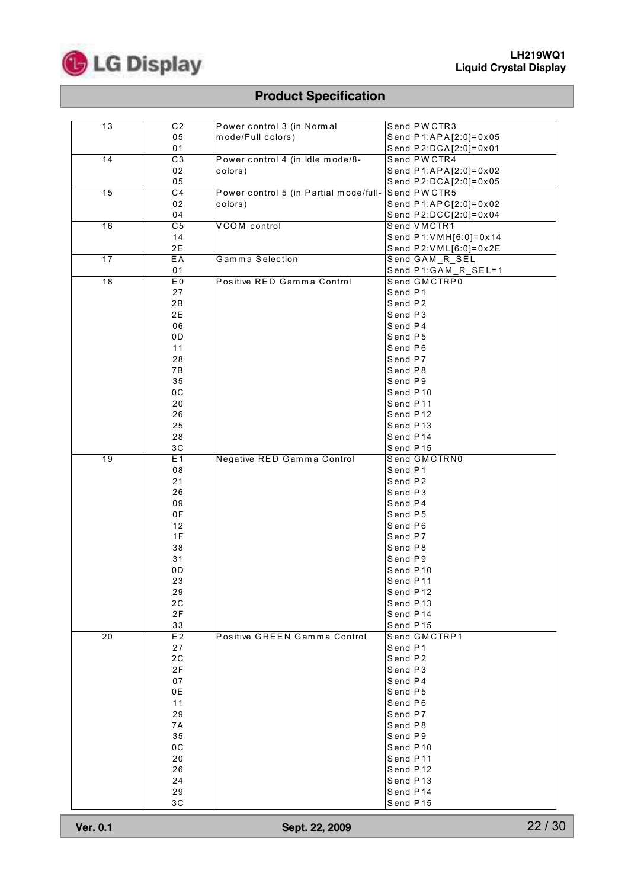| 13 | C2<br>05<br>01 | Power control 3 (in Normal mode/Full colors) | Send PWCTR3<br>Send P1:APA[2:0]=0x05<br>Send P2:DCA[2:0]=0x01 |
|---|---|---|---|
| 14 | C3<br>02<br>05 | Power control 4 (in Idle mode/8-colors) | Send PWCTR4<br>Send P1:APA[2:0]=0x02<br>Send P2:DCA[2:0]=0x05 |
| 15 | C4<br>02<br>04 | Power control 5 (in Partial mode/full-colors) | Send PWCTR5<br>Send P1:APC[2:0]=0x02<br>Send P2:DCC[2:0]=0x04 |
| 16 | C5<br>14<br>2E | VCOM control | Send VMCTR1<br>Send P1:VMH[6:0]=0x14<br>Send P2:VML[6:0]=0x2E |
| 17 | EA<br>01 | Gamma Selection | Send GAM_R_SEL<br>Send P1:GAM_R_SEL=1 |
| 18 | E0<br>27<br>2B<br>2E<br>06<br>0D<br>11<br>28<br>7B<br>35<br>0C<br>20<br>26<br>25<br>28<br>3C | Positive RED Gamma Control | Send GMCTRP0<br>Send P1<br>Send P2<br>Send P3<br>Send P4<br>Send P5<br>Send P6<br>Send P7<br>Send P8<br>Send P9<br>Send P10<br>Send P11<br>Send P12<br>Send P13<br>Send P14<br>Send P15 |
| 19 | E1<br>08<br>21<br>26<br>09<br>0F<br>12<br>1F<br>38<br>31<br>0D<br>23<br>29<br>2C<br>2F<br>33 | Negative RED Gamma Control | Send GMCTRN0<br>Send P1<br>Send P2<br>Send P3<br>Send P4<br>Send P5<br>Send P6<br>Send P7<br>Send P8<br>Send P9<br>Send P10<br>Send P11<br>Send P12<br>Send P13<br>Send P14<br>Send P15 |
| 20 | E2<br>27<br>2C<br>2F<br>07<br>0E<br>11<br>29<br>7A<br>35<br>0C<br>20<br>26<br>24<br>29<br>3C | Positive GREEN Gamma Control | Send GMCTRP1<br>Send P1<br>Send P2<br>Send P3<br>Send P4<br>Send P5<br>Send P6<br>Send P7<br>Send P8<br>Send P9<br>Send P10<br>Send P11<br>Send P12<br>Send P13<br>Send P14<br>Send P15 |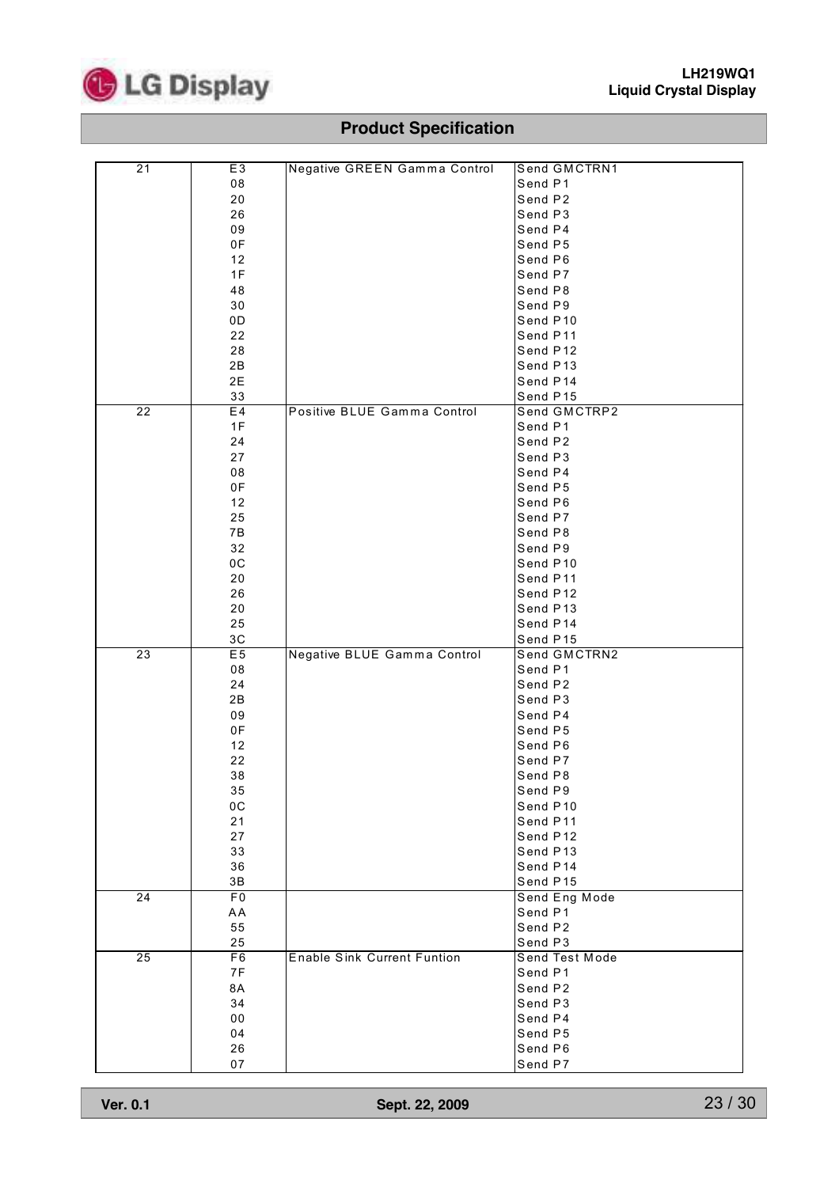## Product Specification

| | | | |
|---|---|---|---|
| 21 | E3 | Negative GREEN Gamma Control | Send GMCTRN1 |
| | 08 | | Send P1 |
| | 20 | | Send P2 |
| | 26 | | Send P3 |
| | 09 | | Send P4 |
| | 0F | | Send P5 |
| | 12 | | Send P6 |
| | 1F | | Send P7 |
| | 48 | | Send P8 |
| | 30 | | Send P9 |
| | 0D | | Send P10 |
| | 22 | | Send P11 |
| | 28 | | Send P12 |
| | 2B | | Send P13 |
| | 2E | | Send P14 |
| | 33 | | Send P15 |
| 22 | E4 | Positive BLUE Gamma Control | Send GMCTRP2 |
| | 1F | | Send P1 |
| | 24 | | Send P2 |
| | 27 | | Send P3 |
| | 08 | | Send P4 |
| | 0F | | Send P5 |
| | 12 | | Send P6 |
| | 25 | | Send P7 |
| | 7B | | Send P8 |
| | 32 | | Send P9 |
| | 0C | | Send P10 |
| | 20 | | Send P11 |
| | 26 | | Send P12 |
| | 20 | | Send P13 |
| | 25 | | Send P14 |
| | 3C | | Send P15 |
| 23 | E5 | Negative BLUE Gamma Control | Send GMCTRN2 |
| | 08 | | Send P1 |
| | 24 | | Send P2 |
| | 2B | | Send P3 |
| | 09 | | Send P4 |
| | 0F | | Send P5 |
| | 12 | | Send P6 |
| | 22 | | Send P7 |
| | 38 | | Send P8 |
| | 35 | | Send P9 |
| | 0C | | Send P10 |
| | 21 | | Send P11 |
| | 27 | | Send P12 |
| | 33 | | Send P13 |
| | 36 | | Send P14 |
| | 3B | | Send P15 |
| 24 | F0 | | Send Eng Mode |
| | AA | | Send P1 |
| | 55 | | Send P2 |
| | 25 | | Send P3 |
| 25 | F6 | Enable Sink Current Funtion | Send Test Mode |
| | 7F | | Send P1 |
| | 8A | | Send P2 |
| | 34 | | Send P3 |
| | 00 | | Send P4 |
| | 04 | | Send P5 |
| | 26 | | Send P6 |
| | 07 | | Send P7 |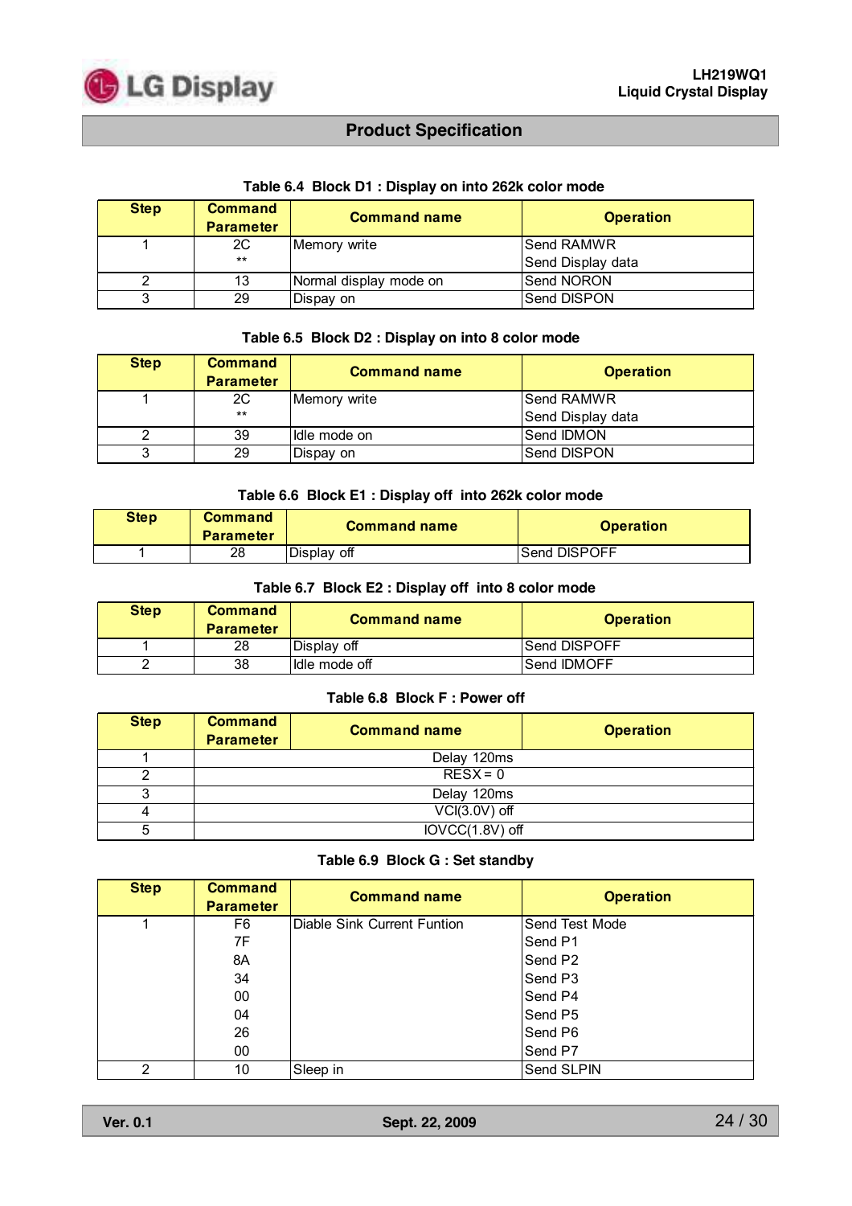Table 6.4 Block D1 : Display on into 262k color mode

| Step | Command Parameter | Command name | Operation |
|---|---|---|---|
| 1 | 2C<br>** | Memory write | Send RAMWR<br>Send Display data |
| 2 | 13 | Normal display mode on | Send NORON |
| 3 | 29 | Dispay on | Send DISPON |

Table 6.5 Block D2 : Display on into 8 color mode

| Step | Command Parameter | Command name | Operation |
|---|---|---|---|
| 1 | 2C<br>** | Memory write | Send RAMWR<br>Send Display data |
| 2 | 39 | Idle mode on | Send IDMON |
| 3 | 29 | Dispay on | Send DISPON |

Table 6.6 Block E1 : Display off into 262k color mode

| Step | Command Parameter | Command name | Operation |
|---|---|---|---|
| 1 | 28 | Display off | Send DISPOFF |

Table 6.7 Block E2 : Display off into 8 color mode

| Step | Command Parameter | Command name | Operation |
|---|---|---|---|
| 1 | 28 | Display off | Send DISPOFF |
| 2 | 38 | Idle mode off | Send IDMOFF |

Table 6.8 Block F : Power off

| Step | Command Parameter | Command name | Operation |
|---|---|---|---|
| 1 | Delay 120ms | | |
| 2 | RESX = 0 | | |
| 3 | Delay 120ms | | |
| 4 | VCI(3.0V) off | | |
| 5 | IOVCC(1.8V) off | | |

Table 6.9 Block G : Set standby

| Step | Command Parameter | Command name | Operation |
|---|---|---|---|
| 1 | F6<br>7F<br>8A<br>34<br>00<br>04<br>26<br>00 | Diable Sink Current Funtion | Send Test Mode<br>Send P1<br>Send P2<br>Send P3<br>Send P4<br>Send P5<br>Send P6<br>Send P7 |
| 2 | 10 | Sleep in | Send SLPIN |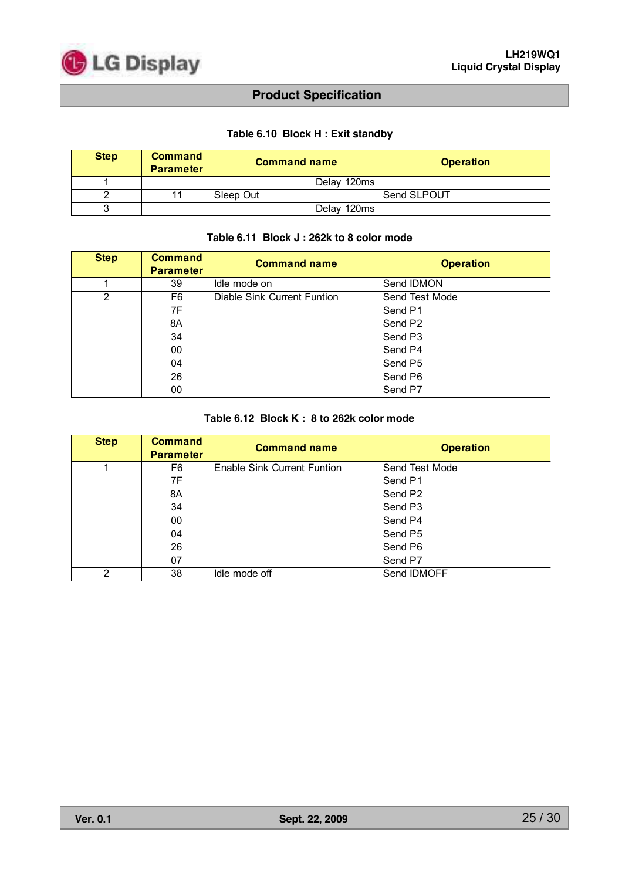**Table 6.10 Block H : Exit standby**

| Step | Command Parameter | Command name | Operation |
|---|---|---|---|
| 1 | Delay 120ms | | |
| 2 | 11 | Sleep Out | Send SLPOUT |
| 3 | Delay 120ms | | |

**Table 6.11 Block J : 262k to 8 color mode**

| Step | Command Parameter | Command name | Operation |
|---|---|---|---|
| 1 | 39 | Idle mode on | Send IDMON |
| 2 | F6 | Diable Sink Current Funtion | Send Test Mode |
| | 7F | | Send P1 |
| | 8A | | Send P2 |
| | 34 | | Send P3 |
| | 00 | | Send P4 |
| | 04 | | Send P5 |
| | 26 | | Send P6 |
| | 00 | | Send P7 |

**Table 6.12 Block K : 8 to 262k color mode**

| Step | Command Parameter | Command name | Operation |
|---|---|---|---|
| 1 | F6 | Enable Sink Current Funtion | Send Test Mode |
| | 7F | | Send P1 |
| | 8A | | Send P2 |
| | 34 | | Send P3 |
| | 00 | | Send P4 |
| | 04 | | Send P5 |
| | 26 | | Send P6 |
| | 07 | | Send P7 |
| 2 | 38 | Idle mode off | Send IDMOFF |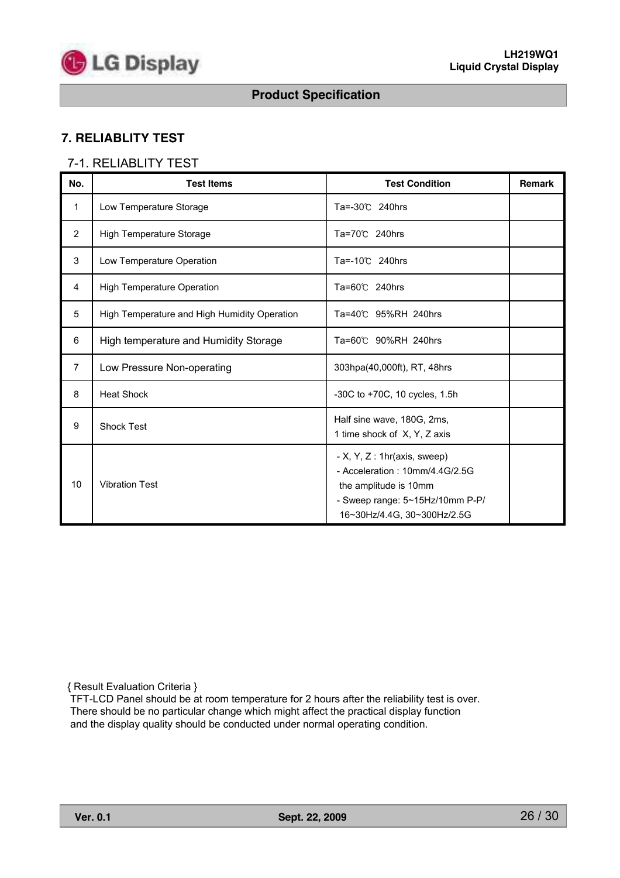# 7. RELIABLITY TEST

## 7-1. RELIABLITY TEST

| No. | Test Items | Test Condition | Remark |
|---|---|---|---|
| 1 | Low Temperature Storage | Ta=-30℃ 240hrs | |
| 2 | High Temperature Storage | Ta=70℃ 240hrs | |
| 3 | Low Temperature Operation | Ta=-10℃ 240hrs | |
| 4 | High Temperature Operation | Ta=60℃ 240hrs | |
| 5 | High Temperature and High Humidity Operation | Ta=40℃ 95%RH 240hrs | |
| 6 | High temperature and Humidity Storage | Ta=60℃ 90%RH 240hrs | |
| 7 | Low Pressure Non-operating | 303hpa(40,000ft), RT, 48hrs | |
| 8 | Heat Shock | -30C to +70C, 10 cycles, 1.5h | |
| 9 | Shock Test | Half sine wave, 180G, 2ms,<br>1 time shock of X, Y, Z axis | |
| 10 | Vibration Test | - X, Y, Z : 1hr(axis, sweep)<br>- Acceleration : 10mm/4.4G/2.5G<br>the amplitude is 10mm<br>- Sweep range: 5~15Hz/10mm P-P/<br>16~30Hz/4.4G, 30~300Hz/2.5G | |

{ Result Evaluation Criteria }
TFT-LCD Panel should be at room temperature for 2 hours after the reliability test is over.
There should be no particular change which might affect the practical display function
and the display quality should be conducted under normal operating condition.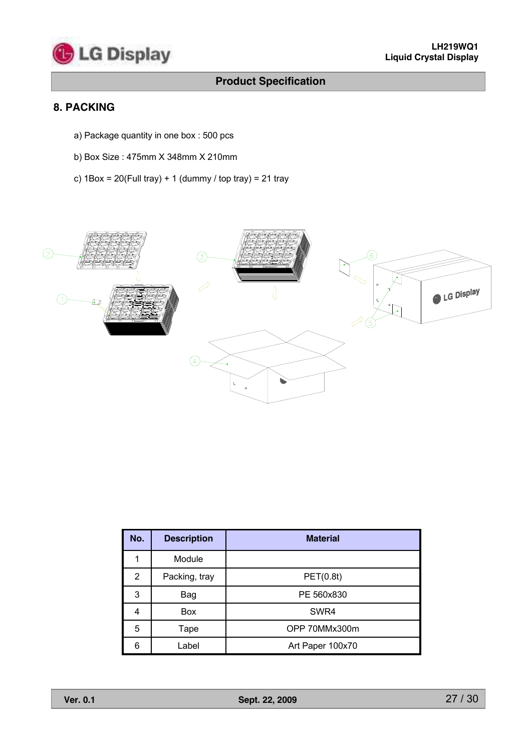## 8. PACKING

a) Package quantity in one box : 500 pcs

b) Box Size : 475mm X 348mm X 210mm

c) 1Box = 20(Full tray) + 1 (dummy / top tray) = 21 tray

| No. | Description | Material |
|---|---|---|
| 1 | Module | |
| 2 | Packing, tray | PET(0.8t) |
| 3 | Bag | PE 560x830 |
| 4 | Box | SWR4 |
| 5 | Tape | OPP 70MMx300m |
| 6 | Label | Art Paper 100x70 |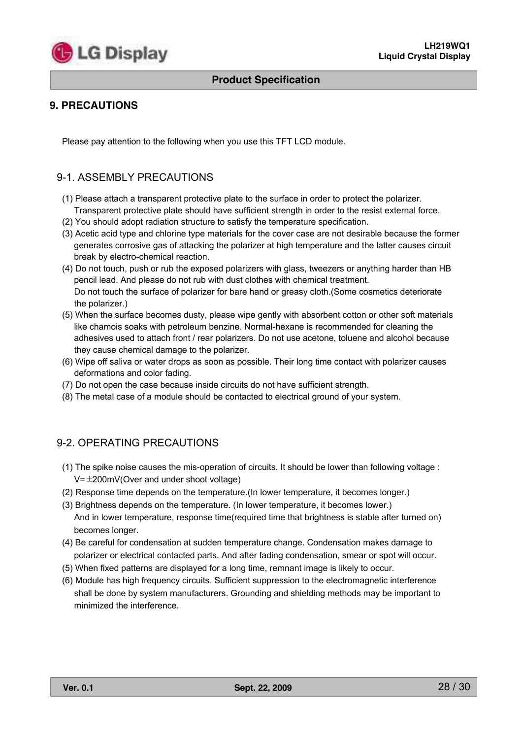## 9. PRECAUTIONS

Please pay attention to the following when you use this TFT LCD module.

### 9-1. ASSEMBLY PRECAUTIONS

(1) Please attach a transparent protective plate to the surface in order to protect the polarizer. Transparent protective plate should have sufficient strength in order to the resist external force.
(2) You should adopt radiation structure to satisfy the temperature specification.
(3) Acetic acid type and chlorine type materials for the cover case are not desirable because the former generates corrosive gas of attacking the polarizer at high temperature and the latter causes circuit break by electro-chemical reaction.
(4) Do not touch, push or rub the exposed polarizers with glass, tweezers or anything harder than HB pencil lead. And please do not rub with dust clothes with chemical treatment. Do not touch the surface of polarizer for bare hand or greasy cloth.(Some cosmetics deteriorate the polarizer.)
(5) When the surface becomes dusty, please wipe gently with absorbent cotton or other soft materials like chamois soaks with petroleum benzine. Normal-hexane is recommended for cleaning the adhesives used to attach front / rear polarizers. Do not use acetone, toluene and alcohol because they cause chemical damage to the polarizer.
(6) Wipe off saliva or water drops as soon as possible. Their long time contact with polarizer causes deformations and color fading.
(7) Do not open the case because inside circuits do not have sufficient strength.
(8) The metal case of a module should be contacted to electrical ground of your system.

### 9-2. OPERATING PRECAUTIONS

(1) The spike noise causes the mis-operation of circuits. It should be lower than following voltage : V=±200mV(Over and under shoot voltage)
(2) Response time depends on the temperature.(In lower temperature, it becomes longer.)
(3) Brightness depends on the temperature. (In lower temperature, it becomes lower.) And in lower temperature, response time(required time that brightness is stable after turned on) becomes longer.
(4) Be careful for condensation at sudden temperature change. Condensation makes damage to polarizer or electrical contacted parts. And after fading condensation, smear or spot will occur.
(5) When fixed patterns are displayed for a long time, remnant image is likely to occur.
(6) Module has high frequency circuits. Sufficient suppression to the electromagnetic interference shall be done by system manufacturers. Grounding and shielding methods may be important to minimized the interference.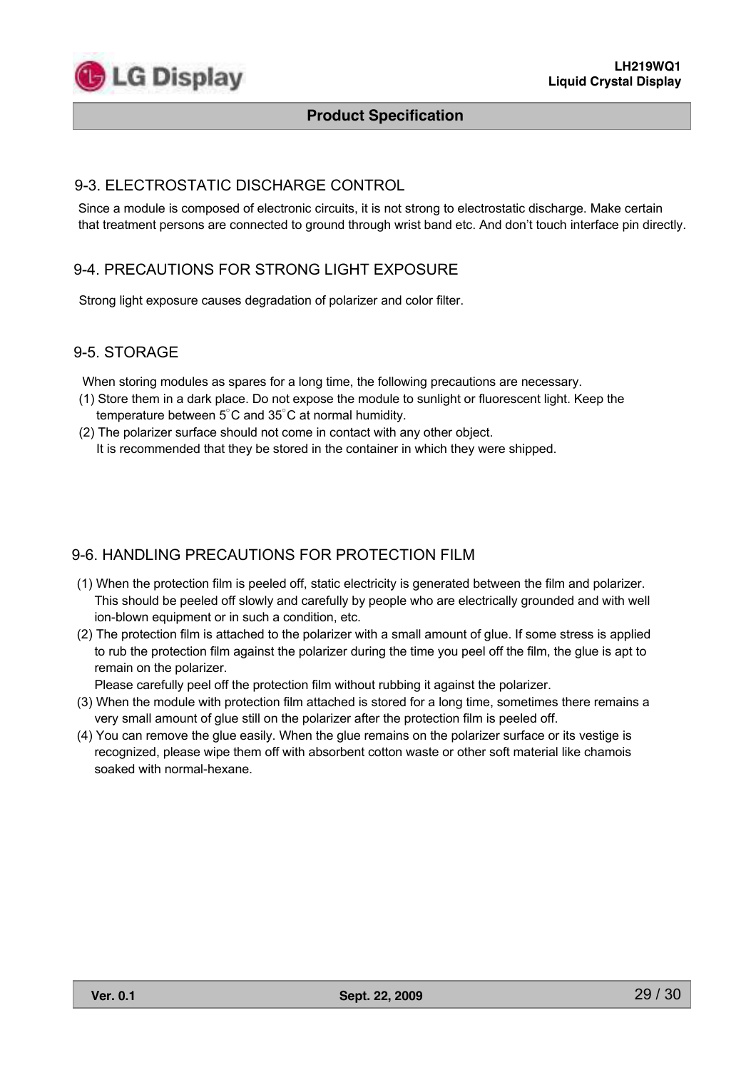## 9-3. ELECTROSTATIC DISCHARGE CONTROL

Since a module is composed of electronic circuits, it is not strong to electrostatic discharge. Make certain that treatment persons are connected to ground through wrist band etc. And don't touch interface pin directly.

## 9-4. PRECAUTIONS FOR STRONG LIGHT EXPOSURE

Strong light exposure causes degradation of polarizer and color filter.

## 9-5. STORAGE

When storing modules as spares for a long time, the following precautions are necessary.

(1) Store them in a dark place. Do not expose the module to sunlight or fluorescent light. Keep the temperature between 5°C and 35°C at normal humidity.

(2) The polarizer surface should not come in contact with any other object.
It is recommended that they be stored in the container in which they were shipped.

## 9-6. HANDLING PRECAUTIONS FOR PROTECTION FILM

(1) When the protection film is peeled off, static electricity is generated between the film and polarizer. This should be peeled off slowly and carefully by people who are electrically grounded and with well ion-blown equipment or in such a condition, etc.

(2) The protection film is attached to the polarizer with a small amount of glue. If some stress is applied to rub the protection film against the polarizer during the time you peel off the film, the glue is apt to remain on the polarizer.
Please carefully peel off the protection film without rubbing it against the polarizer.

(3) When the module with protection film attached is stored for a long time, sometimes there remains a very small amount of glue still on the polarizer after the protection film is peeled off.

(4) You can remove the glue easily. When the glue remains on the polarizer surface or its vestige is recognized, please wipe them off with absorbent cotton waste or other soft material like chamois soaked with normal-hexane.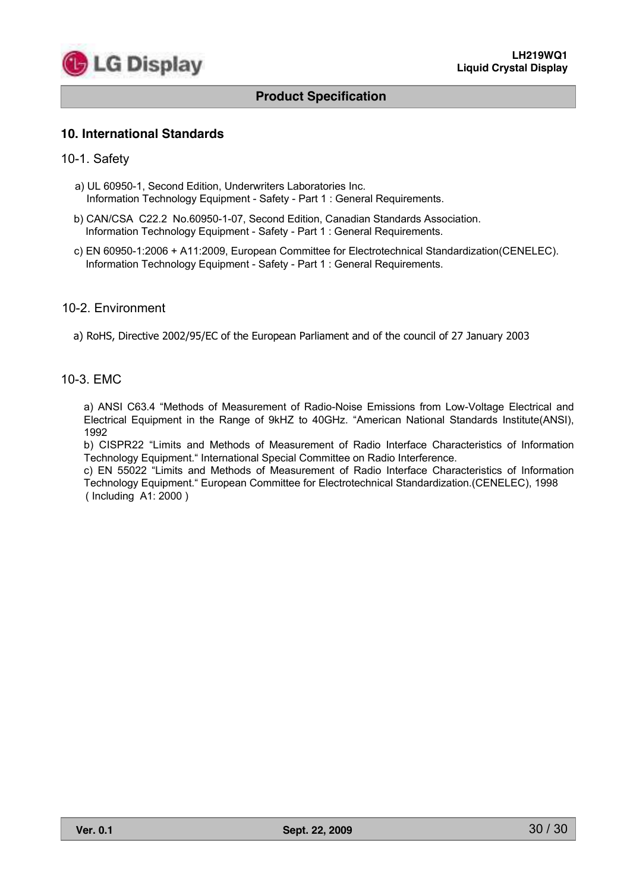## 10. International Standards

### 10-1. Safety

a) UL 60950-1, Second Edition, Underwriters Laboratories Inc.
Information Technology Equipment - Safety - Part 1 : General Requirements.

b) CAN/CSA C22.2 No.60950-1-07, Second Edition, Canadian Standards Association.
Information Technology Equipment - Safety - Part 1 : General Requirements.

c) EN 60950-1:2006 + A11:2009, European Committee for Electrotechnical Standardization(CENELEC).
Information Technology Equipment - Safety - Part 1 : General Requirements.

### 10-2. Environment

a) RoHS, Directive 2002/95/EC of the European Parliament and of the council of 27 January 2003

### 10-3. EMC

a) ANSI C63.4 "Methods of Measurement of Radio-Noise Emissions from Low-Voltage Electrical and Electrical Equipment in the Range of 9kHZ to 40GHz. "American National Standards Institute(ANSI), 1992

b) CISPR22 "Limits and Methods of Measurement of Radio Interface Characteristics of Information Technology Equipment." International Special Committee on Radio Interference.

c) EN 55022 "Limits and Methods of Measurement of Radio Interface Characteristics of Information Technology Equipment." European Committee for Electrotechnical Standardization.(CENELEC), 1998 ( Including A1: 2000 )